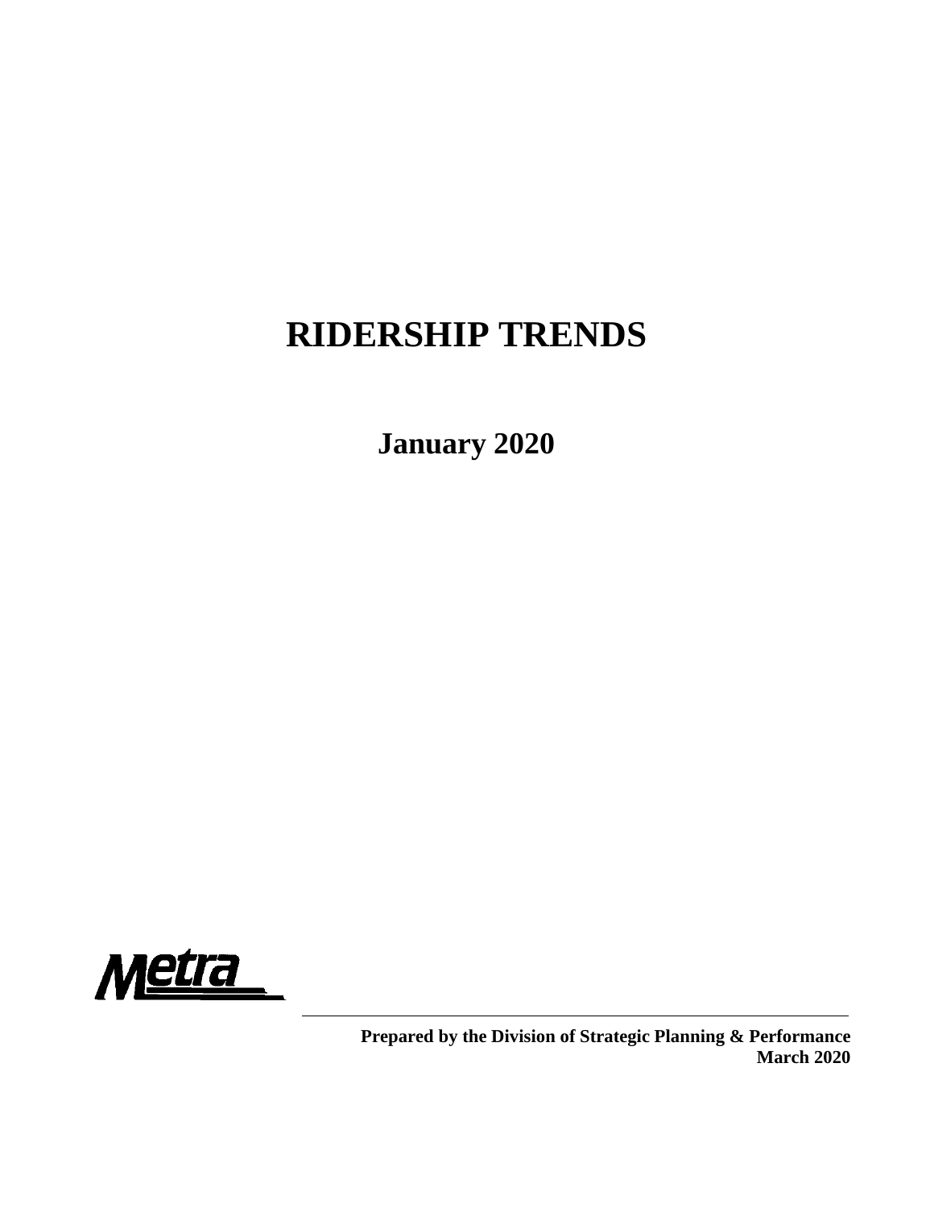# RIDERSHIP TRENDS

## January 2020

Metra

**Prepared by the Division of Strategic Planning & Performance**
**March 2020**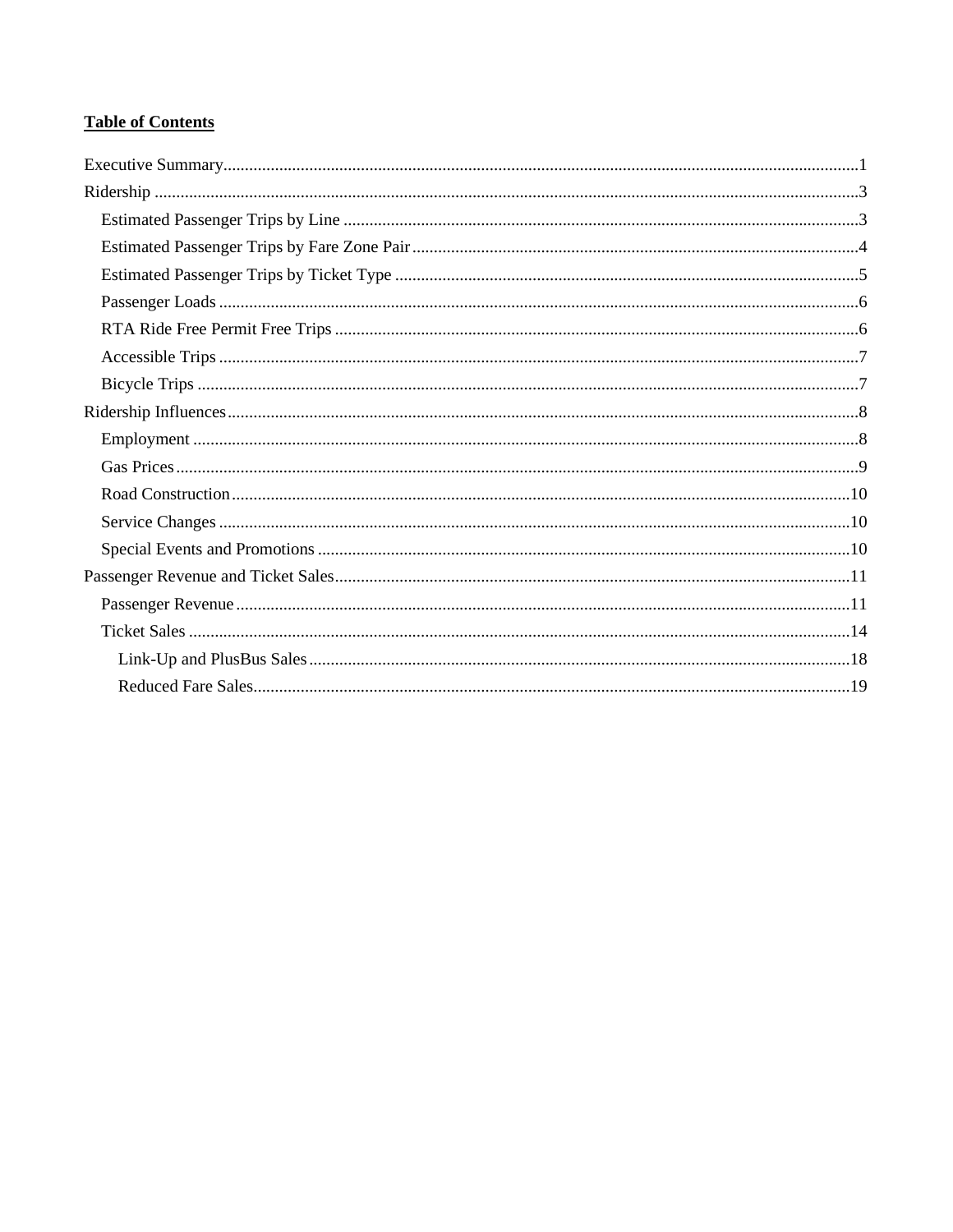**Table of Contents**

Executive Summary....1
Ridership....3
- Estimated Passenger Trips by Line....3
- Estimated Passenger Trips by Fare Zone Pair....4
- Estimated Passenger Trips by Ticket Type....5
- Passenger Loads....6
- RTA Ride Free Permit Free Trips....6
- Accessible Trips....7
- Bicycle Trips....7

Ridership Influences....8
- Employment....8
- Gas Prices....9
- Road Construction....10
- Service Changes....10
- Special Events and Promotions....10

Passenger Revenue and Ticket Sales....11
- Passenger Revenue....11
- Ticket Sales....14
  - Link-Up and PlusBus Sales....18
  - Reduced Fare Sales....19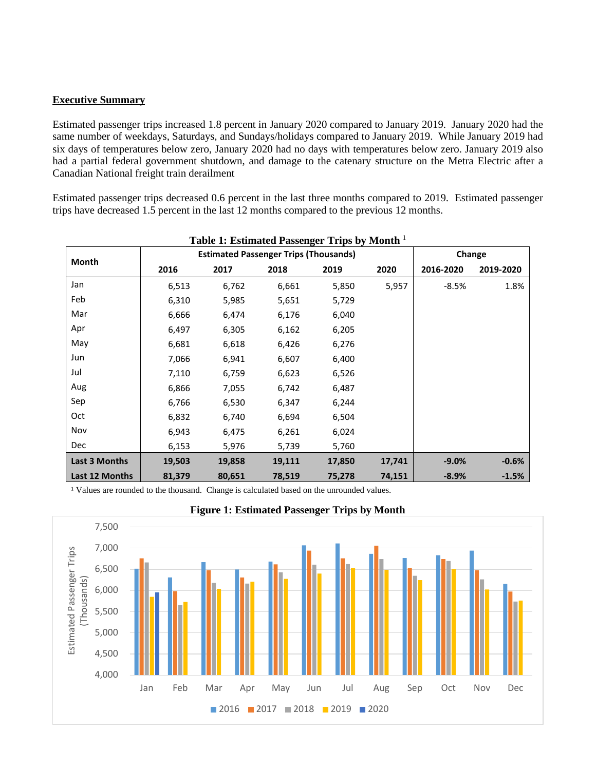**Executive Summary**

Estimated passenger trips increased 1.8 percent in January 2020 compared to January 2019. January 2020 had the same number of weekdays, Saturdays, and Sundays/holidays compared to January 2019. While January 2019 had six days of temperatures below zero, January 2020 had no days with temperatures below zero. January 2019 also had a partial federal government shutdown, and damage to the catenary structure on the Metra Electric after a Canadian National freight train derailment

Estimated passenger trips decreased 0.6 percent in the last three months compared to 2019. Estimated passenger trips have decreased 1.5 percent in the last 12 months compared to the previous 12 months.

**Table 1: Estimated Passenger Trips by Month** [1]

| Month | Estimated Passenger Trips (Thousands) | | | | | Change | |
|---|---|---|---|---|---|---|---|
| | 2016 | 2017 | 2018 | 2019 | 2020 | 2016-2020 | 2019-2020 |
| Jan | 6,513 | 6,762 | 6,661 | 5,850 | 5,957 | -8.5% | 1.8% |
| Feb | 6,310 | 5,985 | 5,651 | 5,729 | | | |
| Mar | 6,666 | 6,474 | 6,176 | 6,040 | | | |
| Apr | 6,497 | 6,305 | 6,162 | 6,205 | | | |
| May | 6,681 | 6,618 | 6,426 | 6,276 | | | |
| Jun | 7,066 | 6,941 | 6,607 | 6,400 | | | |
| Jul | 7,110 | 6,759 | 6,623 | 6,526 | | | |
| Aug | 6,866 | 7,055 | 6,742 | 6,487 | | | |
| Sep | 6,766 | 6,530 | 6,347 | 6,244 | | | |
| Oct | 6,832 | 6,740 | 6,694 | 6,504 | | | |
| Nov | 6,943 | 6,475 | 6,261 | 6,024 | | | |
| Dec | 6,153 | 5,976 | 5,739 | 5,760 | | | |
| **Last 3 Months** | **19,503** | **19,858** | **19,111** | **17,850** | **17,741** | **-9.0%** | **-0.6%** |
| **Last 12 Months** | **81,379** | **80,651** | **78,519** | **75,278** | **74,151** | **-8.9%** | **-1.5%** |

[1] Values are rounded to the thousand. Change is calculated based on the unrounded values.

**Figure 1: Estimated Passenger Trips by Month**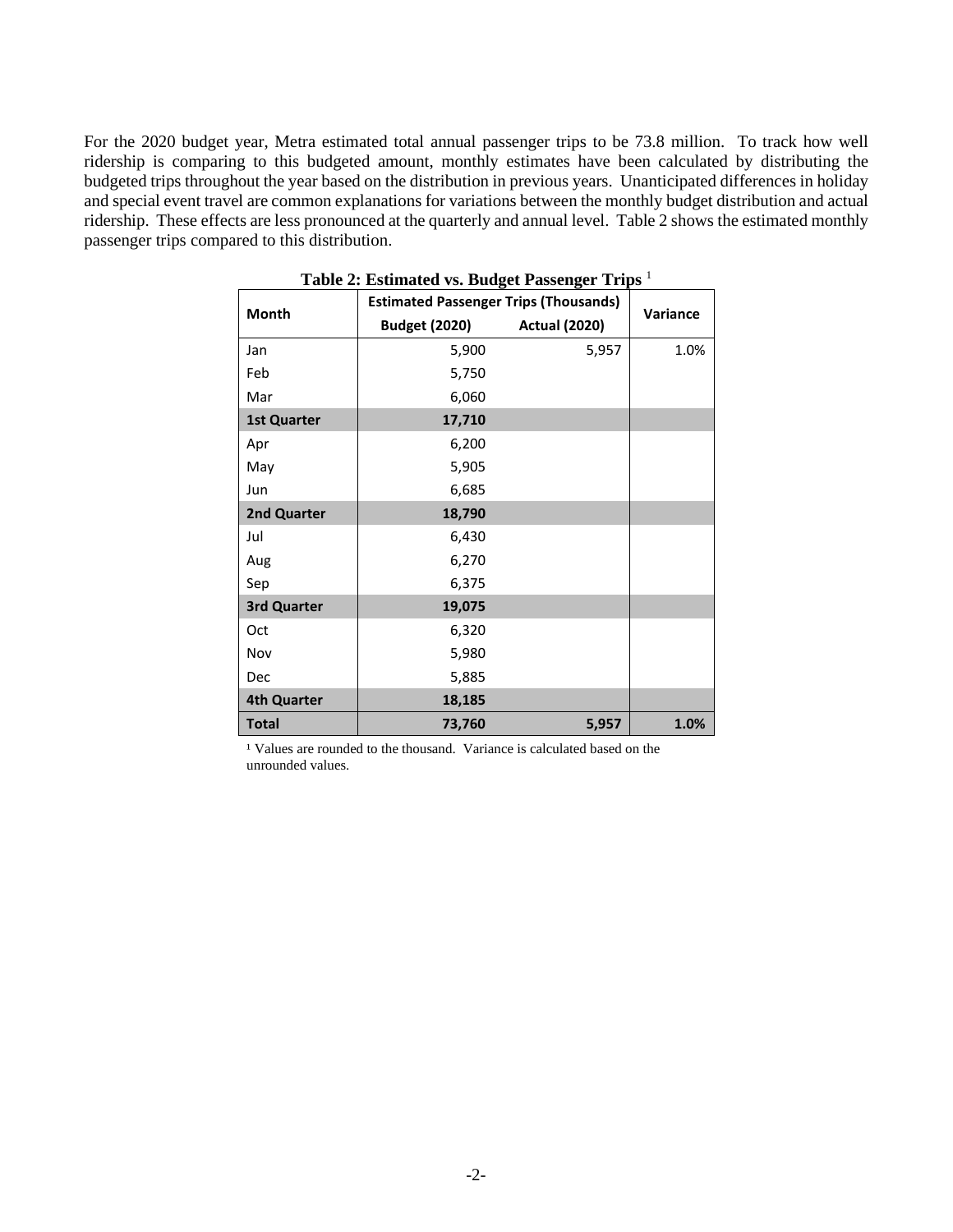For the 2020 budget year, Metra estimated total annual passenger trips to be 73.8 million. To track how well ridership is comparing to this budgeted amount, monthly estimates have been calculated by distributing the budgeted trips throughout the year based on the distribution in previous years. Unanticipated differences in holiday and special event travel are common explanations for variations between the monthly budget distribution and actual ridership. These effects are less pronounced at the quarterly and annual level. Table 2 shows the estimated monthly passenger trips compared to this distribution.

**Table 2: Estimated vs. Budget Passenger Trips** [1]

| Month | Estimated Passenger Trips (Thousands) | | Variance |
|---|---|---|---|
| | Budget (2020) | Actual (2020) | |
| Jan | 5,900 | 5,957 | 1.0% |
| Feb | 5,750 | | |
| Mar | 6,060 | | |
| **1st Quarter** | **17,710** | | |
| Apr | 6,200 | | |
| May | 5,905 | | |
| Jun | 6,685 | | |
| **2nd Quarter** | **18,790** | | |
| Jul | 6,430 | | |
| Aug | 6,270 | | |
| Sep | 6,375 | | |
| **3rd Quarter** | **19,075** | | |
| Oct | 6,320 | | |
| Nov | 5,980 | | |
| Dec | 5,885 | | |
| **4th Quarter** | **18,185** | | |
| **Total** | **73,760** | **5,957** | **1.0%** |

[1] Values are rounded to the thousand. Variance is calculated based on the unrounded values.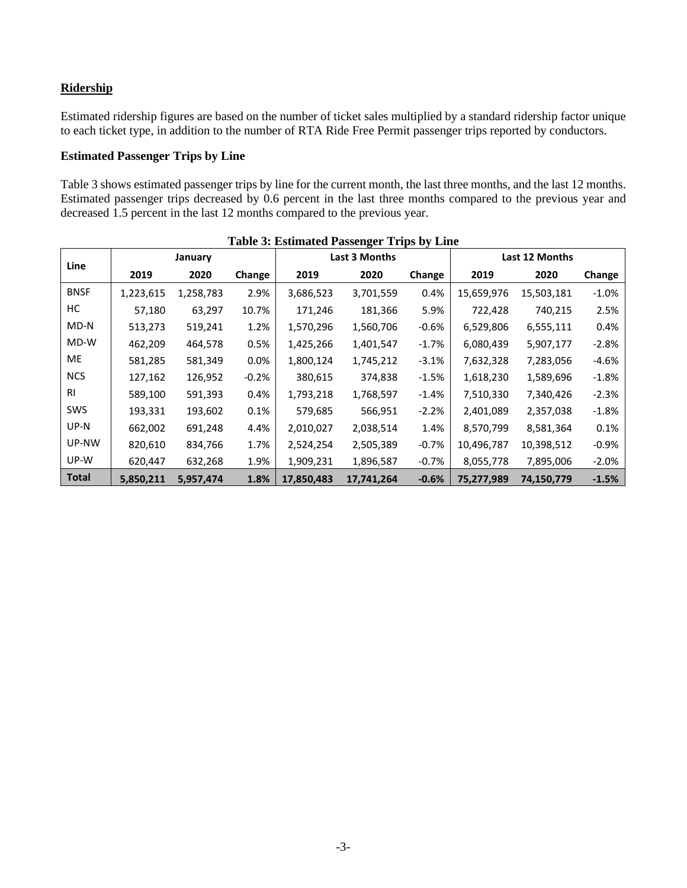## Ridership

Estimated ridership figures are based on the number of ticket sales multiplied by a standard ridership factor unique to each ticket type, in addition to the number of RTA Ride Free Permit passenger trips reported by conductors.

### Estimated Passenger Trips by Line

Table 3 shows estimated passenger trips by line for the current month, the last three months, and the last 12 months. Estimated passenger trips decreased by 0.6 percent in the last three months compared to the previous year and decreased 1.5 percent in the last 12 months compared to the previous year.

**Table 3: Estimated Passenger Trips by Line**

| Line | January | | | Last 3 Months | | | Last 12 Months | | |
|---|---|---|---|---|---|---|---|---|---|
| | 2019 | 2020 | Change | 2019 | 2020 | Change | 2019 | 2020 | Change |
| BNSF | 1,223,615 | 1,258,783 | 2.9% | 3,686,523 | 3,701,559 | 0.4% | 15,659,976 | 15,503,181 | -1.0% |
| HC | 57,180 | 63,297 | 10.7% | 171,246 | 181,366 | 5.9% | 722,428 | 740,215 | 2.5% |
| MD-N | 513,273 | 519,241 | 1.2% | 1,570,296 | 1,560,706 | -0.6% | 6,529,806 | 6,555,111 | 0.4% |
| MD-W | 462,209 | 464,578 | 0.5% | 1,425,266 | 1,401,547 | -1.7% | 6,080,439 | 5,907,177 | -2.8% |
| ME | 581,285 | 581,349 | 0.0% | 1,800,124 | 1,745,212 | -3.1% | 7,632,328 | 7,283,056 | -4.6% |
| NCS | 127,162 | 126,952 | -0.2% | 380,615 | 374,838 | -1.5% | 1,618,230 | 1,589,696 | -1.8% |
| RI | 589,100 | 591,393 | 0.4% | 1,793,218 | 1,768,597 | -1.4% | 7,510,330 | 7,340,426 | -2.3% |
| SWS | 193,331 | 193,602 | 0.1% | 579,685 | 566,951 | -2.2% | 2,401,089 | 2,357,038 | -1.8% |
| UP-N | 662,002 | 691,248 | 4.4% | 2,010,027 | 2,038,514 | 1.4% | 8,570,799 | 8,581,364 | 0.1% |
| UP-NW | 820,610 | 834,766 | 1.7% | 2,524,254 | 2,505,389 | -0.7% | 10,496,787 | 10,398,512 | -0.9% |
| UP-W | 620,447 | 632,268 | 1.9% | 1,909,231 | 1,896,587 | -0.7% | 8,055,778 | 7,895,006 | -2.0% |
| **Total** | **5,850,211** | **5,957,474** | **1.8%** | **17,850,483** | **17,741,264** | **-0.6%** | **75,277,989** | **74,150,779** | **-1.5%** |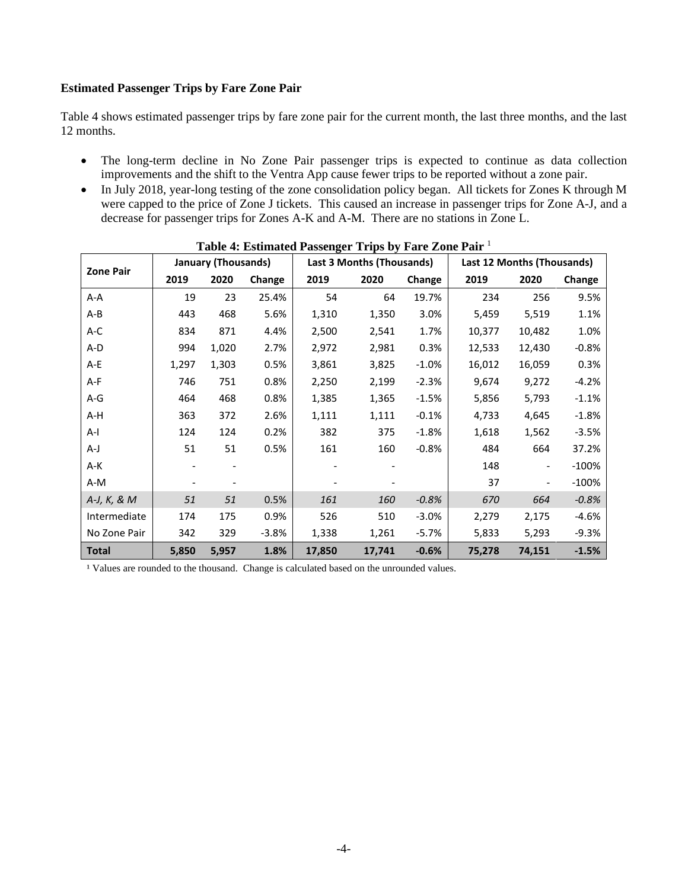**Estimated Passenger Trips by Fare Zone Pair**

Table 4 shows estimated passenger trips by fare zone pair for the current month, the last three months, and the last 12 months.

- The long-term decline in No Zone Pair passenger trips is expected to continue as data collection improvements and the shift to the Ventra App cause fewer trips to be reported without a zone pair.
- In July 2018, year-long testing of the zone consolidation policy began. All tickets for Zones K through M were capped to the price of Zone J tickets. This caused an increase in passenger trips for Zone A-J, and a decrease for passenger trips for Zones A-K and A-M. There are no stations in Zone L.

**Table 4: Estimated Passenger Trips by Fare Zone Pair** [1]

| Zone Pair | January (Thousands) | | | Last 3 Months (Thousands) | | | Last 12 Months (Thousands) | | |
|---|---|---|---|---|---|---|---|---|---|
| | 2019 | 2020 | Change | 2019 | 2020 | Change | 2019 | 2020 | Change |
| A-A | 19 | 23 | 25.4% | 54 | 64 | 19.7% | 234 | 256 | 9.5% |
| A-B | 443 | 468 | 5.6% | 1,310 | 1,350 | 3.0% | 5,459 | 5,519 | 1.1% |
| A-C | 834 | 871 | 4.4% | 2,500 | 2,541 | 1.7% | 10,377 | 10,482 | 1.0% |
| A-D | 994 | 1,020 | 2.7% | 2,972 | 2,981 | 0.3% | 12,533 | 12,430 | -0.8% |
| A-E | 1,297 | 1,303 | 0.5% | 3,861 | 3,825 | -1.0% | 16,012 | 16,059 | 0.3% |
| A-F | 746 | 751 | 0.8% | 2,250 | 2,199 | -2.3% | 9,674 | 9,272 | -4.2% |
| A-G | 464 | 468 | 0.8% | 1,385 | 1,365 | -1.5% | 5,856 | 5,793 | -1.1% |
| A-H | 363 | 372 | 2.6% | 1,111 | 1,111 | -0.1% | 4,733 | 4,645 | -1.8% |
| A-I | 124 | 124 | 0.2% | 382 | 375 | -1.8% | 1,618 | 1,562 | -3.5% |
| A-J | 51 | 51 | 0.5% | 161 | 160 | -0.8% | 484 | 664 | 37.2% |
| A-K | - | - | | - | - | | 148 | - | -100% |
| A-M | - | - | | - | - | | 37 | - | -100% |
| *A-J, K, & M* | *51* | *51* | *0.5%* | *161* | *160* | *-0.8%* | *670* | *664* | *-0.8%* |
| Intermediate | 174 | 175 | 0.9% | 526 | 510 | -3.0% | 2,279 | 2,175 | -4.6% |
| No Zone Pair | 342 | 329 | -3.8% | 1,338 | 1,261 | -5.7% | 5,833 | 5,293 | -9.3% |
| **Total** | **5,850** | **5,957** | **1.8%** | **17,850** | **17,741** | **-0.6%** | **75,278** | **74,151** | **-1.5%** |

[1] Values are rounded to the thousand. Change is calculated based on the unrounded values.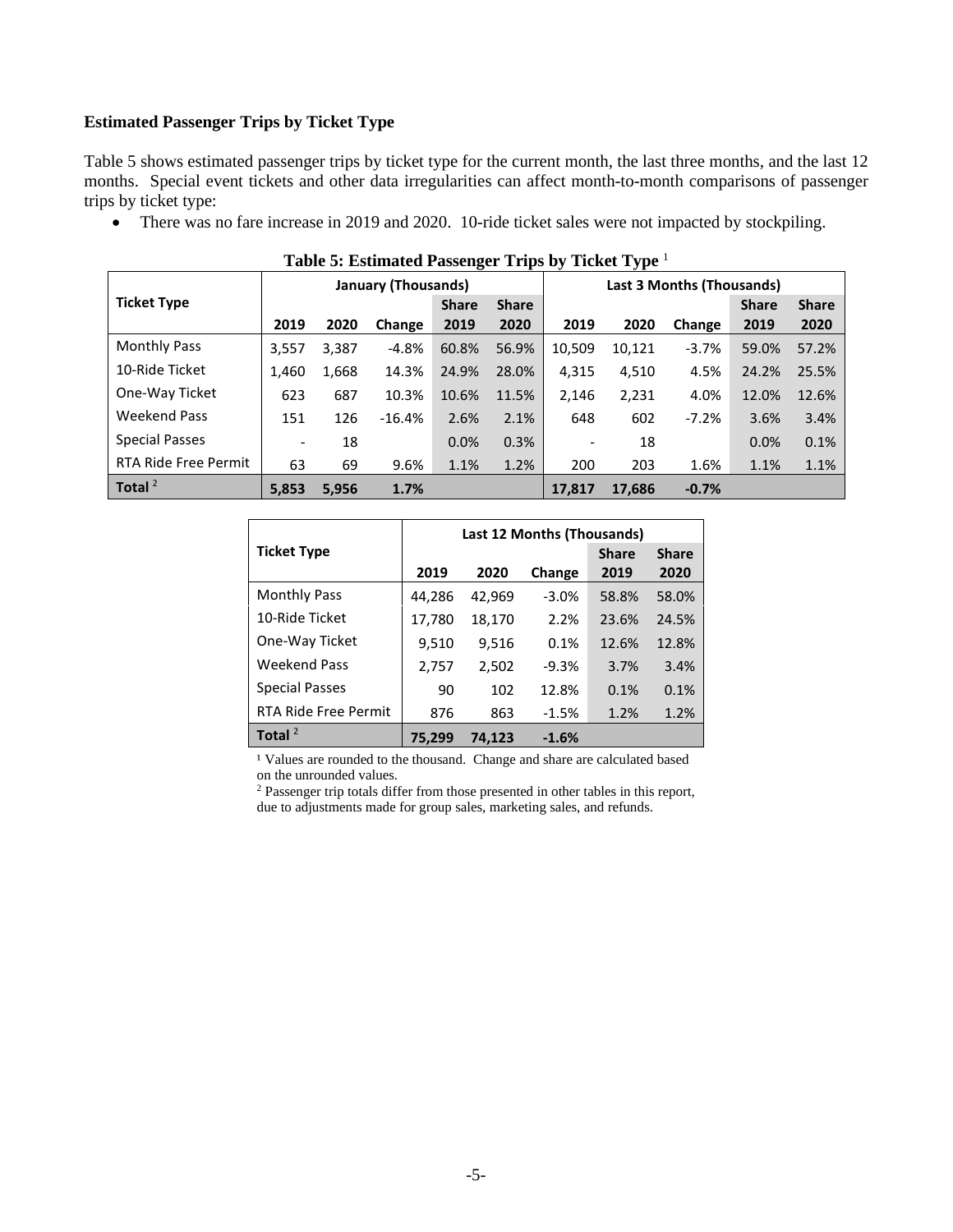**Estimated Passenger Trips by Ticket Type**

Table 5 shows estimated passenger trips by ticket type for the current month, the last three months, and the last 12 months. Special event tickets and other data irregularities can affect month-to-month comparisons of passenger trips by ticket type:

- There was no fare increase in 2019 and 2020. 10-ride ticket sales were not impacted by stockpiling.

**Table 5: Estimated Passenger Trips by Ticket Type** [1]

| Ticket Type | January (Thousands) | | | | | Last 3 Months (Thousands) | | | | |
|---|---|---|---|---|---|---|---|---|---|---|
| | 2019 | 2020 | Change | Share 2019 | Share 2020 | 2019 | 2020 | Change | Share 2019 | Share 2020 |
| Monthly Pass | 3,557 | 3,387 | -4.8% | 60.8% | 56.9% | 10,509 | 10,121 | -3.7% | 59.0% | 57.2% |
| 10-Ride Ticket | 1,460 | 1,668 | 14.3% | 24.9% | 28.0% | 4,315 | 4,510 | 4.5% | 24.2% | 25.5% |
| One-Way Ticket | 623 | 687 | 10.3% | 10.6% | 11.5% | 2,146 | 2,231 | 4.0% | 12.0% | 12.6% |
| Weekend Pass | 151 | 126 | -16.4% | 2.6% | 2.1% | 648 | 602 | -7.2% | 3.6% | 3.4% |
| Special Passes | - | 18 | | 0.0% | 0.3% | - | 18 | | 0.0% | 0.1% |
| RTA Ride Free Permit | 63 | 69 | 9.6% | 1.1% | 1.2% | 200 | 203 | 1.6% | 1.1% | 1.1% |
| **Total** [2] | **5,853** | **5,956** | **1.7%** | | | **17,817** | **17,686** | **-0.7%** | | |

| Ticket Type | Last 12 Months (Thousands) | | | | |
|---|---|---|---|---|---|
| | 2019 | 2020 | Change | Share 2019 | Share 2020 |
| Monthly Pass | 44,286 | 42,969 | -3.0% | 58.8% | 58.0% |
| 10-Ride Ticket | 17,780 | 18,170 | 2.2% | 23.6% | 24.5% |
| One-Way Ticket | 9,510 | 9,516 | 0.1% | 12.6% | 12.8% |
| Weekend Pass | 2,757 | 2,502 | -9.3% | 3.7% | 3.4% |
| Special Passes | 90 | 102 | 12.8% | 0.1% | 0.1% |
| RTA Ride Free Permit | 876 | 863 | -1.5% | 1.2% | 1.2% |
| **Total** [2] | **75,299** | **74,123** | **-1.6%** | | |

[1] Values are rounded to the thousand. Change and share are calculated based on the unrounded values.

[2] Passenger trip totals differ from those presented in other tables in this report, due to adjustments made for group sales, marketing sales, and refunds.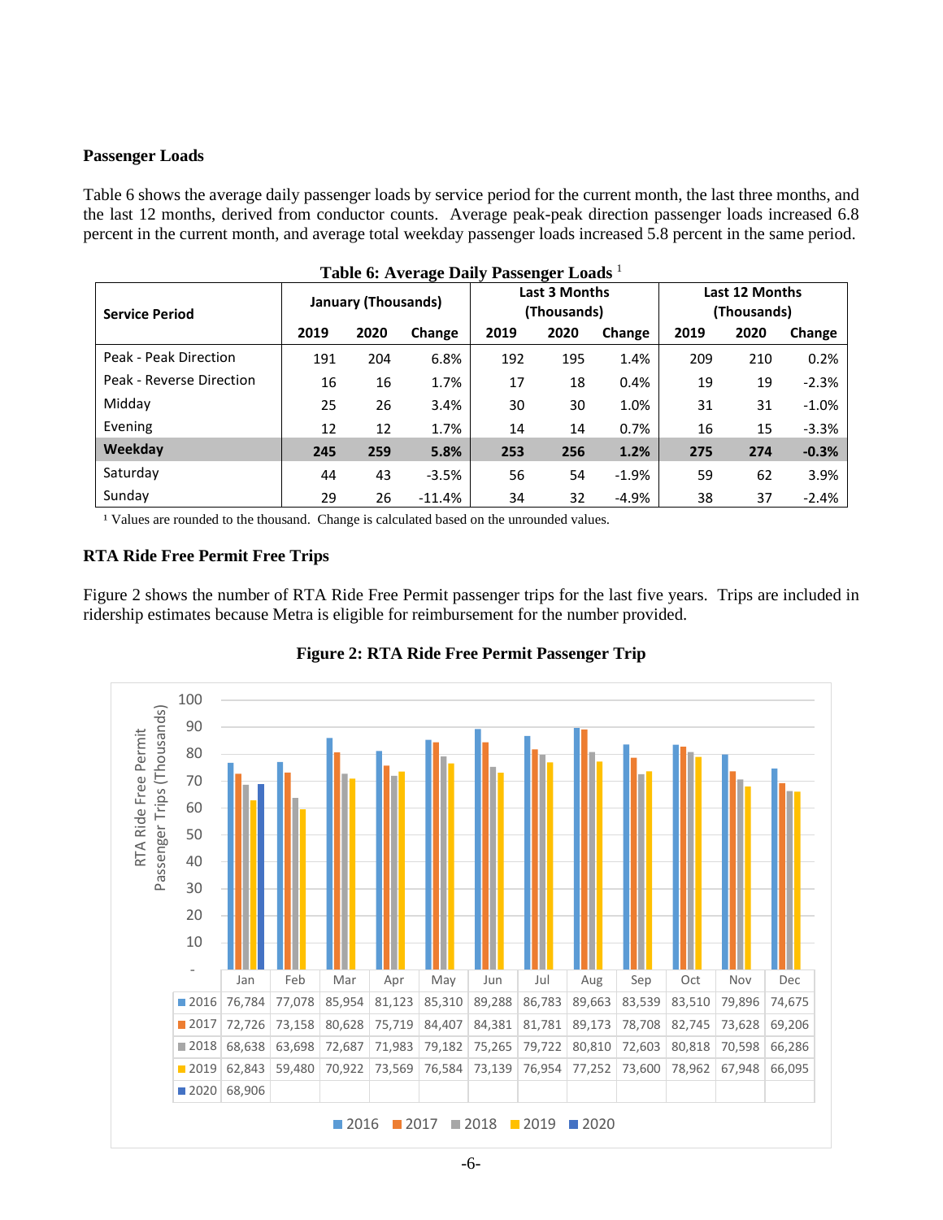### Passenger Loads

Table 6 shows the average daily passenger loads by service period for the current month, the last three months, and the last 12 months, derived from conductor counts. Average peak-peak direction passenger loads increased 6.8 percent in the current month, and average total weekday passenger loads increased 5.8 percent in the same period.

**Table 6: Average Daily Passenger Loads** [1]

| Service Period | January (Thousands) | | | Last 3 Months (Thousands) | | | Last 12 Months (Thousands) | | |
|---|---|---|---|---|---|---|---|---|---|
| | 2019 | 2020 | Change | 2019 | 2020 | Change | 2019 | 2020 | Change |
| Peak - Peak Direction | 191 | 204 | 6.8% | 192 | 195 | 1.4% | 209 | 210 | 0.2% |
| Peak - Reverse Direction | 16 | 16 | 1.7% | 17 | 18 | 0.4% | 19 | 19 | -2.3% |
| Midday | 25 | 26 | 3.4% | 30 | 30 | 1.0% | 31 | 31 | -1.0% |
| Evening | 12 | 12 | 1.7% | 14 | 14 | 0.7% | 16 | 15 | -3.3% |
| **Weekday** | **245** | **259** | **5.8%** | **253** | **256** | **1.2%** | **275** | **274** | **-0.3%** |
| Saturday | 44 | 43 | -3.5% | 56 | 54 | -1.9% | 59 | 62 | 3.9% |
| Sunday | 29 | 26 | -11.4% | 34 | 32 | -4.9% | 38 | 37 | -2.4% |

[1] Values are rounded to the thousand. Change is calculated based on the unrounded values.

### RTA Ride Free Permit Free Trips

Figure 2 shows the number of RTA Ride Free Permit passenger trips for the last five years. Trips are included in ridership estimates because Metra is eligible for reimbursement for the number provided.

**Figure 2: RTA Ride Free Permit Passenger Trip**

| | Jan | Feb | Mar | Apr | May | Jun | Jul | Aug | Sep | Oct | Nov | Dec |
|---|---|---|---|---|---|---|---|---|---|---|---|---|
| 2016 | 76,784 | 77,078 | 85,954 | 81,123 | 85,310 | 89,288 | 86,783 | 89,663 | 83,539 | 83,510 | 79,896 | 74,675 |
| 2017 | 72,726 | 73,158 | 80,628 | 75,719 | 84,407 | 84,381 | 81,781 | 89,173 | 78,708 | 82,745 | 73,628 | 69,206 |
| 2018 | 68,638 | 63,698 | 72,687 | 71,983 | 79,182 | 75,265 | 79,722 | 80,810 | 72,603 | 80,818 | 70,598 | 66,286 |
| 2019 | 62,843 | 59,480 | 70,922 | 73,569 | 76,584 | 73,139 | 76,954 | 77,252 | 73,600 | 78,962 | 67,948 | 66,095 |
| 2020 | 68,906 | | | | | | | | | | | |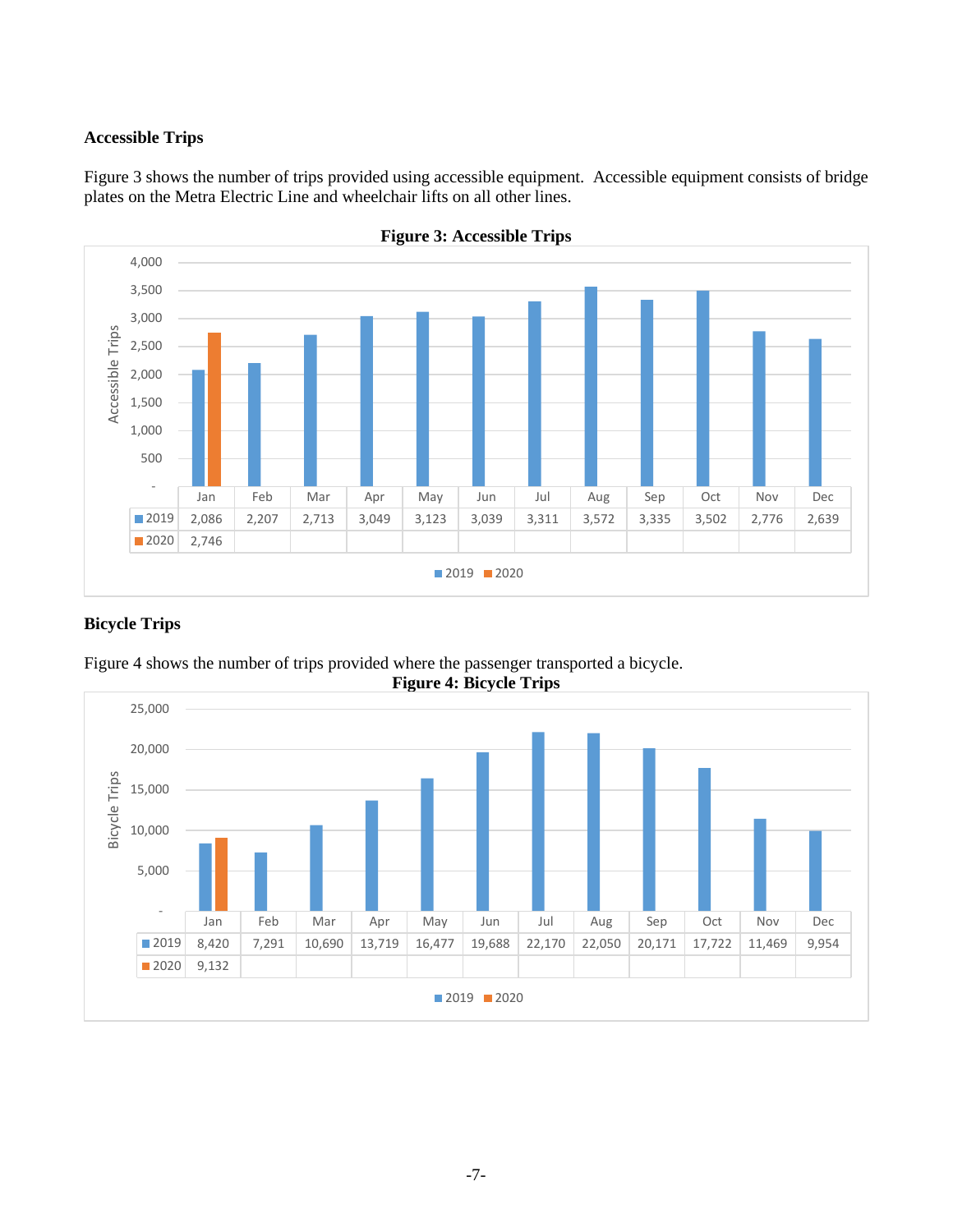### Accessible Trips

Figure 3 shows the number of trips provided using accessible equipment. Accessible equipment consists of bridge plates on the Metra Electric Line and wheelchair lifts on all other lines.

**Figure 3: Accessible Trips**

| | Jan | Feb | Mar | Apr | May | Jun | Jul | Aug | Sep | Oct | Nov | Dec |
|---|---|---|---|---|---|---|---|---|---|---|---|---|
| 2019 | 2,086 | 2,207 | 2,713 | 3,049 | 3,123 | 3,039 | 3,311 | 3,572 | 3,335 | 3,502 | 2,776 | 2,639 |
| 2020 | 2,746 | | | | | | | | | | | |

### Bicycle Trips

Figure 4 shows the number of trips provided where the passenger transported a bicycle.

**Figure 4: Bicycle Trips**

| | Jan | Feb | Mar | Apr | May | Jun | Jul | Aug | Sep | Oct | Nov | Dec |
|---|---|---|---|---|---|---|---|---|---|---|---|---|
| 2019 | 8,420 | 7,291 | 10,690 | 13,719 | 16,477 | 19,688 | 22,170 | 22,050 | 20,171 | 17,722 | 11,469 | 9,954 |
| 2020 | 9,132 | | | | | | | | | | | |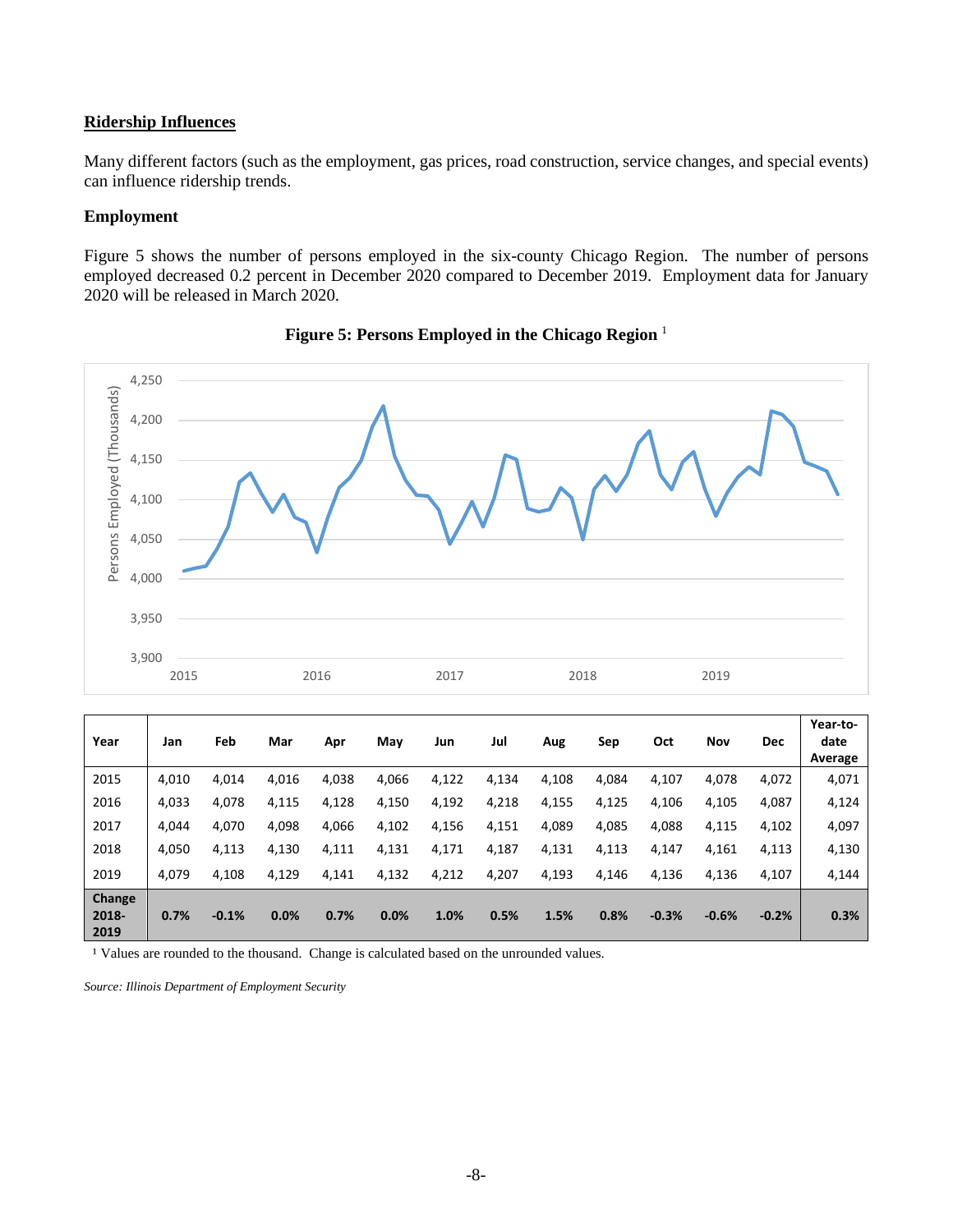## Ridership Influences

Many different factors (such as the employment, gas prices, road construction, service changes, and special events) can influence ridership trends.

### Employment

Figure 5 shows the number of persons employed in the six-county Chicago Region. The number of persons employed decreased 0.2 percent in December 2020 compared to December 2019. Employment data for January 2020 will be released in March 2020.

**Figure 5: Persons Employed in the Chicago Region** [1]

| Year | Jan | Feb | Mar | Apr | May | Jun | Jul | Aug | Sep | Oct | Nov | Dec | Year-to-date Average |
|---|---|---|---|---|---|---|---|---|---|---|---|---|---|
| 2015 | 4,010 | 4,014 | 4,016 | 4,038 | 4,066 | 4,122 | 4,134 | 4,108 | 4,084 | 4,107 | 4,078 | 4,072 | 4,071 |
| 2016 | 4,033 | 4,078 | 4,115 | 4,128 | 4,150 | 4,192 | 4,218 | 4,155 | 4,125 | 4,106 | 4,105 | 4,087 | 4,124 |
| 2017 | 4,044 | 4,070 | 4,098 | 4,066 | 4,102 | 4,156 | 4,151 | 4,089 | 4,085 | 4,088 | 4,115 | 4,102 | 4,097 |
| 2018 | 4,050 | 4,113 | 4,130 | 4,111 | 4,131 | 4,171 | 4,187 | 4,131 | 4,113 | 4,147 | 4,161 | 4,113 | 4,130 |
| 2019 | 4,079 | 4,108 | 4,129 | 4,141 | 4,132 | 4,212 | 4,207 | 4,193 | 4,146 | 4,136 | 4,136 | 4,107 | 4,144 |
| **Change 2018-2019** | **0.7%** | **-0.1%** | **0.0%** | **0.7%** | **0.0%** | **1.0%** | **0.5%** | **1.5%** | **0.8%** | **-0.3%** | **-0.6%** | **-0.2%** | **0.3%** |

[1] Values are rounded to the thousand. Change is calculated based on the unrounded values.

*Source: Illinois Department of Employment Security*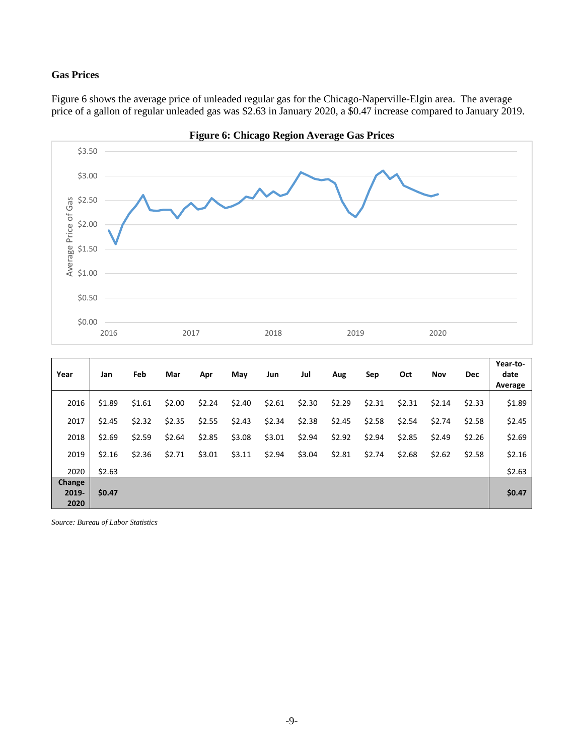### Gas Prices

Figure 6 shows the average price of unleaded regular gas for the Chicago-Naperville-Elgin area. The average price of a gallon of regular unleaded gas was $2.63 in January 2020, a $0.47 increase compared to January 2019.

**Figure 6: Chicago Region Average Gas Prices**

| Year | Jan | Feb | Mar | Apr | May | Jun | Jul | Aug | Sep | Oct | Nov | Dec | Year-to-date Average |
|---|---|---|---|---|---|---|---|---|---|---|---|---|---|
| 2016 | $1.89 | $1.61 | $2.00 | $2.24 | $2.40 | $2.61 | $2.30 | $2.29 | $2.31 | $2.31 | $2.14 | $2.33 | $1.89 |
| 2017 | $2.45 | $2.32 | $2.35 | $2.55 | $2.43 | $2.34 | $2.38 | $2.45 | $2.58 | $2.54 | $2.74 | $2.58 | $2.45 |
| 2018 | $2.69 | $2.59 | $2.64 | $2.85 | $3.08 | $3.01 | $2.94 | $2.92 | $2.94 | $2.85 | $2.49 | $2.26 | $2.69 |
| 2019 | $2.16 | $2.36 | $2.71 | $3.01 | $3.11 | $2.94 | $3.04 | $2.81 | $2.74 | $2.68 | $2.62 | $2.58 | $2.16 |
| 2020 | $2.63 | | | | | | | | | | | | $2.63 |
| **Change 2019-2020** | **$0.47** | | | | | | | | | | | | **$0.47** |

*Source: Bureau of Labor Statistics*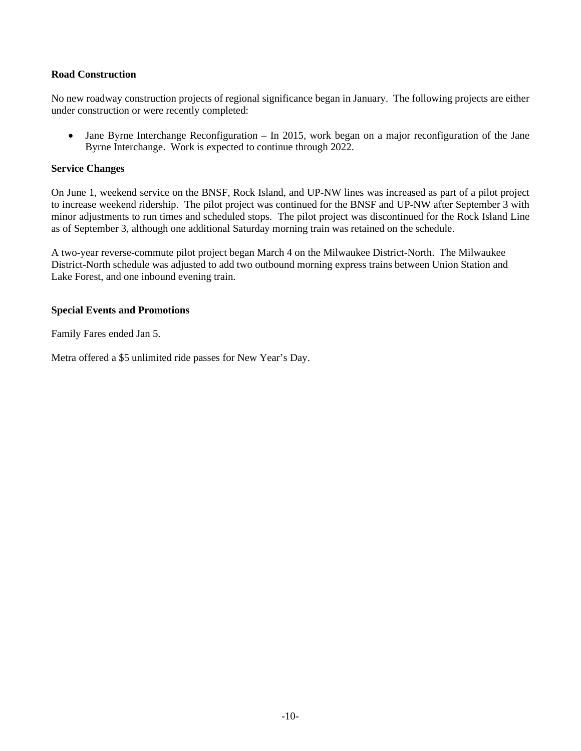**Road Construction**

No new roadway construction projects of regional significance began in January. The following projects are either under construction or were recently completed:

- Jane Byrne Interchange Reconfiguration – In 2015, work began on a major reconfiguration of the Jane Byrne Interchange. Work is expected to continue through 2022.

**Service Changes**

On June 1, weekend service on the BNSF, Rock Island, and UP-NW lines was increased as part of a pilot project to increase weekend ridership. The pilot project was continued for the BNSF and UP-NW after September 3 with minor adjustments to run times and scheduled stops. The pilot project was discontinued for the Rock Island Line as of September 3, although one additional Saturday morning train was retained on the schedule.

A two-year reverse-commute pilot project began March 4 on the Milwaukee District-North. The Milwaukee District-North schedule was adjusted to add two outbound morning express trains between Union Station and Lake Forest, and one inbound evening train.

**Special Events and Promotions**

Family Fares ended Jan 5.

Metra offered a $5 unlimited ride passes for New Year's Day.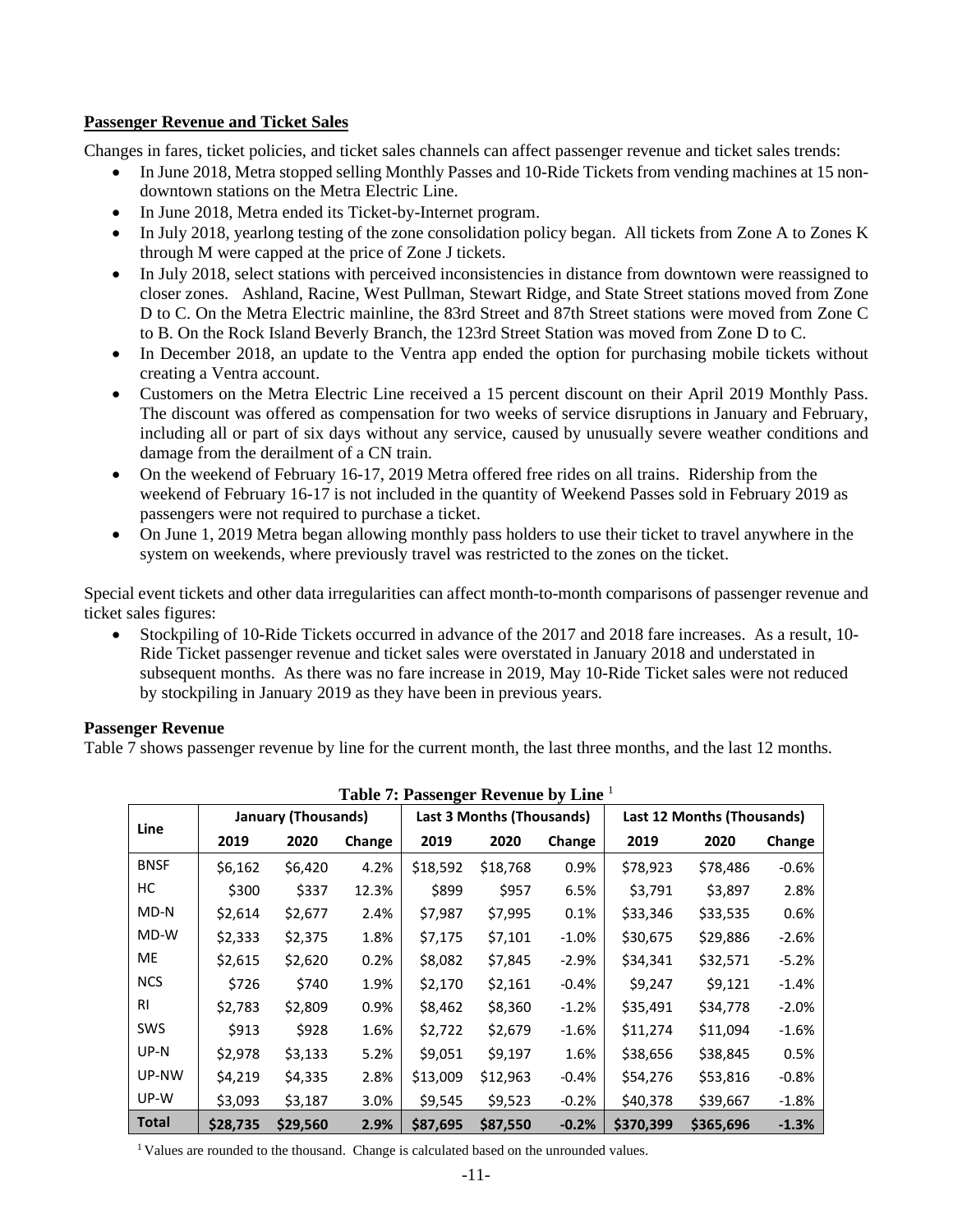**Passenger Revenue and Ticket Sales**

Changes in fares, ticket policies, and ticket sales channels can affect passenger revenue and ticket sales trends:

- In June 2018, Metra stopped selling Monthly Passes and 10-Ride Tickets from vending machines at 15 non-downtown stations on the Metra Electric Line.
- In June 2018, Metra ended its Ticket-by-Internet program.
- In July 2018, yearlong testing of the zone consolidation policy began. All tickets from Zone A to Zones K through M were capped at the price of Zone J tickets.
- In July 2018, select stations with perceived inconsistencies in distance from downtown were reassigned to closer zones. Ashland, Racine, West Pullman, Stewart Ridge, and State Street stations moved from Zone D to C. On the Metra Electric mainline, the 83rd Street and 87th Street stations were moved from Zone C to B. On the Rock Island Beverly Branch, the 123rd Street Station was moved from Zone D to C.
- In December 2018, an update to the Ventra app ended the option for purchasing mobile tickets without creating a Ventra account.
- Customers on the Metra Electric Line received a 15 percent discount on their April 2019 Monthly Pass. The discount was offered as compensation for two weeks of service disruptions in January and February, including all or part of six days without any service, caused by unusually severe weather conditions and damage from the derailment of a CN train.
- On the weekend of February 16-17, 2019 Metra offered free rides on all trains. Ridership from the weekend of February 16-17 is not included in the quantity of Weekend Passes sold in February 2019 as passengers were not required to purchase a ticket.
- On June 1, 2019 Metra began allowing monthly pass holders to use their ticket to travel anywhere in the system on weekends, where previously travel was restricted to the zones on the ticket.

Special event tickets and other data irregularities can affect month-to-month comparisons of passenger revenue and ticket sales figures:

- Stockpiling of 10-Ride Tickets occurred in advance of the 2017 and 2018 fare increases. As a result, 10-Ride Ticket passenger revenue and ticket sales were overstated in January 2018 and understated in subsequent months. As there was no fare increase in 2019, May 10-Ride Ticket sales were not reduced by stockpiling in January 2019 as they have been in previous years.

**Passenger Revenue**

Table 7 shows passenger revenue by line for the current month, the last three months, and the last 12 months.

**Table 7: Passenger Revenue by Line** [1]

| Line | January (Thousands) | | | Last 3 Months (Thousands) | | | Last 12 Months (Thousands) | | |
|---|---|---|---|---|---|---|---|---|---|
| | 2019 | 2020 | Change | 2019 | 2020 | Change | 2019 | 2020 | Change |
| BNSF | $6,162 | $6,420 | 4.2% | $18,592 | $18,768 | 0.9% | $78,923 | $78,486 | -0.6% |
| HC | $300 | $337 | 12.3% | $899 | $957 | 6.5% | $3,791 | $3,897 | 2.8% |
| MD-N | $2,614 | $2,677 | 2.4% | $7,987 | $7,995 | 0.1% | $33,346 | $33,535 | 0.6% |
| MD-W | $2,333 | $2,375 | 1.8% | $7,175 | $7,101 | -1.0% | $30,675 | $29,886 | -2.6% |
| ME | $2,615 | $2,620 | 0.2% | $8,082 | $7,845 | -2.9% | $34,341 | $32,571 | -5.2% |
| NCS | $726 | $740 | 1.9% | $2,170 | $2,161 | -0.4% | $9,247 | $9,121 | -1.4% |
| RI | $2,783 | $2,809 | 0.9% | $8,462 | $8,360 | -1.2% | $35,491 | $34,778 | -2.0% |
| SWS | $913 | $928 | 1.6% | $2,722 | $2,679 | -1.6% | $11,274 | $11,094 | -1.6% |
| UP-N | $2,978 | $3,133 | 5.2% | $9,051 | $9,197 | 1.6% | $38,656 | $38,845 | 0.5% |
| UP-NW | $4,219 | $4,335 | 2.8% | $13,009 | $12,963 | -0.4% | $54,276 | $53,816 | -0.8% |
| UP-W | $3,093 | $3,187 | 3.0% | $9,545 | $9,523 | -0.2% | $40,378 | $39,667 | -1.8% |
| **Total** | **$28,735** | **$29,560** | **2.9%** | **$87,695** | **$87,550** | **-0.2%** | **$370,399** | **$365,696** | **-1.3%** |

[1] Values are rounded to the thousand. Change is calculated based on the unrounded values.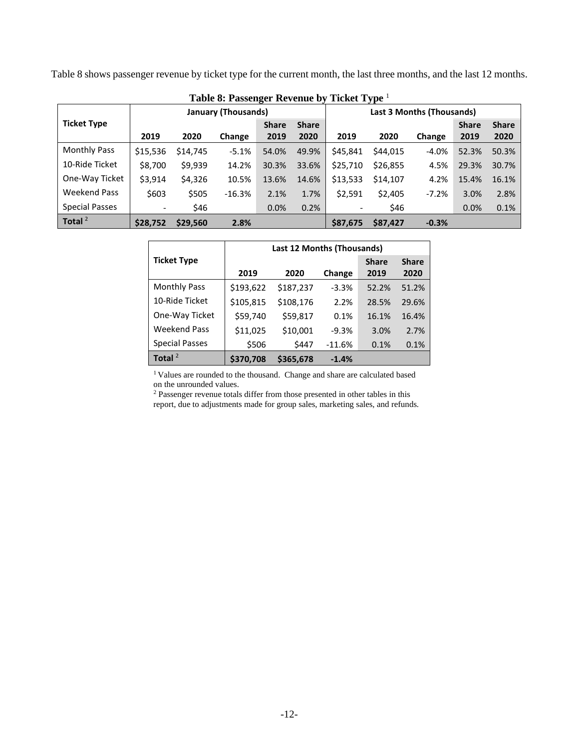Table 8 shows passenger revenue by ticket type for the current month, the last three months, and the last 12 months.

**Table 8: Passenger Revenue by Ticket Type** [1]

| Ticket Type | January (Thousands) | | | | | Last 3 Months (Thousands) | | | | |
|---|---|---|---|---|---|---|---|---|---|---|
| | 2019 | 2020 | Change | Share 2019 | Share 2020 | 2019 | 2020 | Change | Share 2019 | Share 2020 |
| Monthly Pass | $15,536 | $14,745 | -5.1% | 54.0% | 49.9% | $45,841 | $44,015 | -4.0% | 52.3% | 50.3% |
| 10-Ride Ticket | $8,700 | $9,939 | 14.2% | 30.3% | 33.6% | $25,710 | $26,855 | 4.5% | 29.3% | 30.7% |
| One-Way Ticket | $3,914 | $4,326 | 10.5% | 13.6% | 14.6% | $13,533 | $14,107 | 4.2% | 15.4% | 16.1% |
| Weekend Pass | $603 | $505 | -16.3% | 2.1% | 1.7% | $2,591 | $2,405 | -7.2% | 3.0% | 2.8% |
| Special Passes | - | $46 | | 0.0% | 0.2% | - | $46 | | 0.0% | 0.1% |
| **Total** [2] | **$28,752** | **$29,560** | **2.8%** | | | **$87,675** | **$87,427** | **-0.3%** | | |

| Ticket Type | Last 12 Months (Thousands) | | | | |
|---|---|---|---|---|---|
| | 2019 | 2020 | Change | Share 2019 | Share 2020 |
| Monthly Pass | $193,622 | $187,237 | -3.3% | 52.2% | 51.2% |
| 10-Ride Ticket | $105,815 | $108,176 | 2.2% | 28.5% | 29.6% |
| One-Way Ticket | $59,740 | $59,817 | 0.1% | 16.1% | 16.4% |
| Weekend Pass | $11,025 | $10,001 | -9.3% | 3.0% | 2.7% |
| Special Passes | $506 | $447 | -11.6% | 0.1% | 0.1% |
| **Total** [2] | **$370,708** | **$365,678** | **-1.4%** | | |

[1] Values are rounded to the thousand. Change and share are calculated based on the unrounded values.

[2] Passenger revenue totals differ from those presented in other tables in this report, due to adjustments made for group sales, marketing sales, and refunds.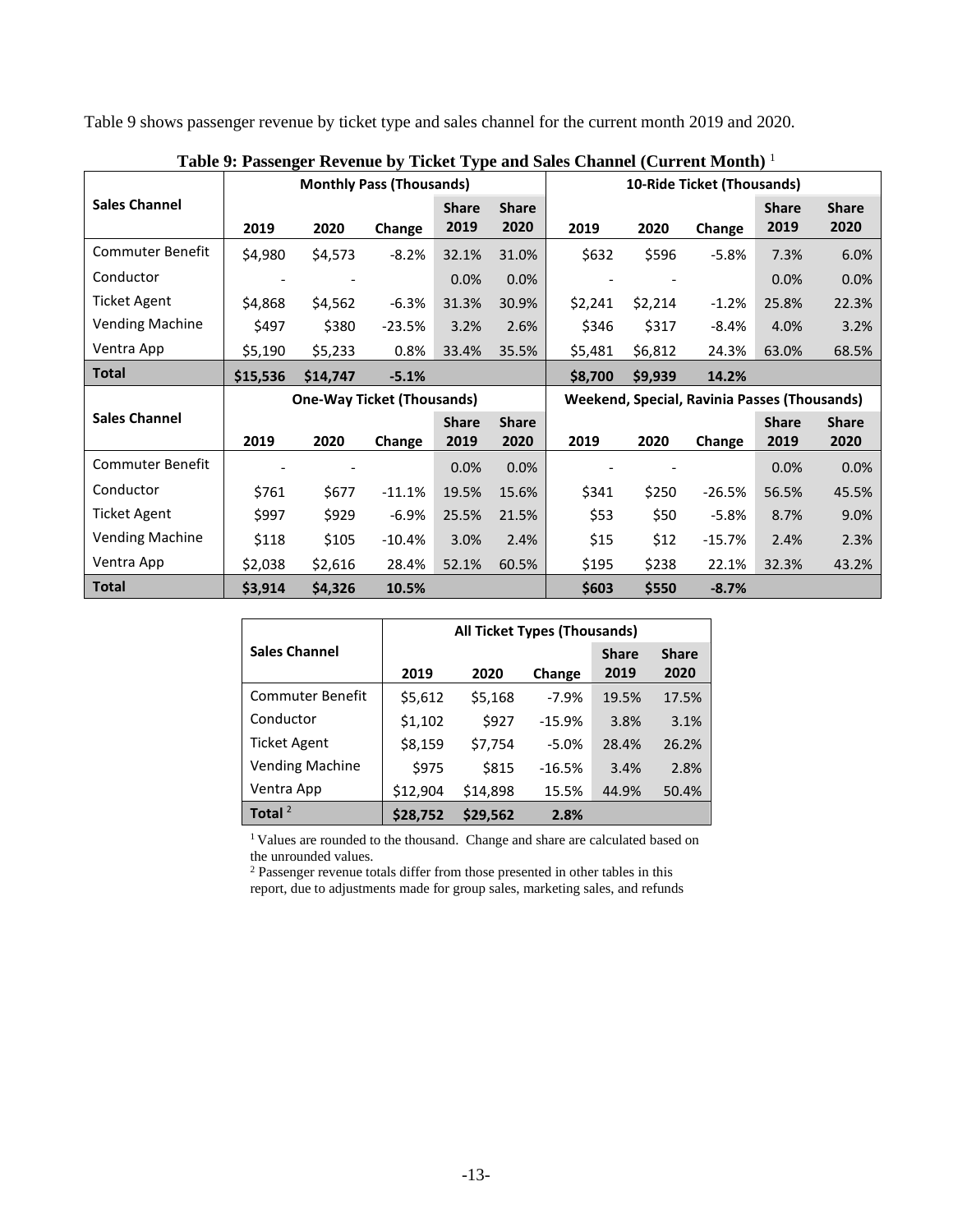Table 9 shows passenger revenue by ticket type and sales channel for the current month 2019 and 2020.

**Table 9: Passenger Revenue by Ticket Type and Sales Channel (Current Month)** [1]

| Sales Channel | Monthly Pass (Thousands) | | | | | 10-Ride Ticket (Thousands) | | | | |
|---|---|---|---|---|---|---|---|---|---|---|
| | 2019 | 2020 | Change | Share 2019 | Share 2020 | 2019 | 2020 | Change | Share 2019 | Share 2020 |
| Commuter Benefit | $4,980 | $4,573 | -8.2% | 32.1% | 31.0% | $632 | $596 | -5.8% | 7.3% | 6.0% |
| Conductor | - | - | | 0.0% | 0.0% | - | - | | 0.0% | 0.0% |
| Ticket Agent | $4,868 | $4,562 | -6.3% | 31.3% | 30.9% | $2,241 | $2,214 | -1.2% | 25.8% | 22.3% |
| Vending Machine | $497 | $380 | -23.5% | 3.2% | 2.6% | $346 | $317 | -8.4% | 4.0% | 3.2% |
| Ventra App | $5,190 | $5,233 | 0.8% | 33.4% | 35.5% | $5,481 | $6,812 | 24.3% | 63.0% | 68.5% |
| **Total** | **$15,536** | **$14,747** | **-5.1%** | | | **$8,700** | **$9,939** | **14.2%** | | |

| Sales Channel | One-Way Ticket (Thousands) | | | | | Weekend, Special, Ravinia Passes (Thousands) | | | | |
|---|---|---|---|---|---|---|---|---|---|---|
| | 2019 | 2020 | Change | Share 2019 | Share 2020 | 2019 | 2020 | Change | Share 2019 | Share 2020 |
| Commuter Benefit | - | - | | 0.0% | 0.0% | - | - | | 0.0% | 0.0% |
| Conductor | $761 | $677 | -11.1% | 19.5% | 15.6% | $341 | $250 | -26.5% | 56.5% | 45.5% |
| Ticket Agent | $997 | $929 | -6.9% | 25.5% | 21.5% | $53 | $50 | -5.8% | 8.7% | 9.0% |
| Vending Machine | $118 | $105 | -10.4% | 3.0% | 2.4% | $15 | $12 | -15.7% | 2.4% | 2.3% |
| Ventra App | $2,038 | $2,616 | 28.4% | 52.1% | 60.5% | $195 | $238 | 22.1% | 32.3% | 43.2% |
| **Total** | **$3,914** | **$4,326** | **10.5%** | | | **$603** | **$550** | **-8.7%** | | |

| Sales Channel | All Ticket Types (Thousands) | | | | |
|---|---|---|---|---|---|
| | 2019 | 2020 | Change | Share 2019 | Share 2020 |
| Commuter Benefit | $5,612 | $5,168 | -7.9% | 19.5% | 17.5% |
| Conductor | $1,102 | $927 | -15.9% | 3.8% | 3.1% |
| Ticket Agent | $8,159 | $7,754 | -5.0% | 28.4% | 26.2% |
| Vending Machine | $975 | $815 | -16.5% | 3.4% | 2.8% |
| Ventra App | $12,904 | $14,898 | 15.5% | 44.9% | 50.4% |
| **Total** [2] | **$28,752** | **$29,562** | **2.8%** | | |

[1] Values are rounded to the thousand. Change and share are calculated based on the unrounded values.
[2] Passenger revenue totals differ from those presented in other tables in this report, due to adjustments made for group sales, marketing sales, and refunds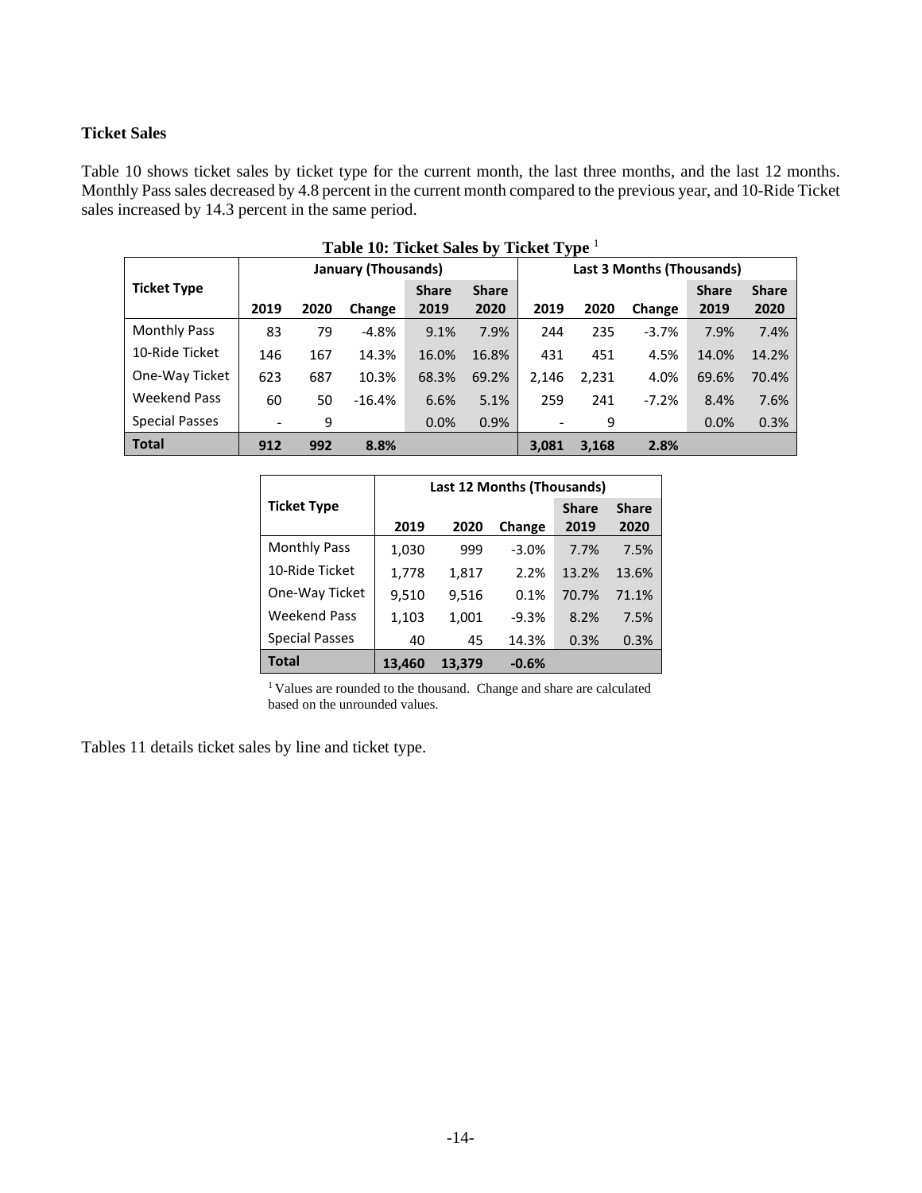### Ticket Sales

Table 10 shows ticket sales by ticket type for the current month, the last three months, and the last 12 months. Monthly Pass sales decreased by 4.8 percent in the current month compared to the previous year, and 10-Ride Ticket sales increased by 14.3 percent in the same period.

**Table 10: Ticket Sales by Ticket Type** [1]

| Ticket Type | January (Thousands) | | | | | Last 3 Months (Thousands) | | | | |
|---|---|---|---|---|---|---|---|---|---|---|
| | 2019 | 2020 | Change | Share 2019 | Share 2020 | 2019 | 2020 | Change | Share 2019 | Share 2020 |
| Monthly Pass | 83 | 79 | -4.8% | 9.1% | 7.9% | 244 | 235 | -3.7% | 7.9% | 7.4% |
| 10-Ride Ticket | 146 | 167 | 14.3% | 16.0% | 16.8% | 431 | 451 | 4.5% | 14.0% | 14.2% |
| One-Way Ticket | 623 | 687 | 10.3% | 68.3% | 69.2% | 2,146 | 2,231 | 4.0% | 69.6% | 70.4% |
| Weekend Pass | 60 | 50 | -16.4% | 6.6% | 5.1% | 259 | 241 | -7.2% | 8.4% | 7.6% |
| Special Passes | - | 9 | | 0.0% | 0.9% | - | 9 | | 0.0% | 0.3% |
| **Total** | **912** | **992** | **8.8%** | | | **3,081** | **3,168** | **2.8%** | | |

| Ticket Type | Last 12 Months (Thousands) | | | | |
|---|---|---|---|---|---|
| | 2019 | 2020 | Change | Share 2019 | Share 2020 |
| Monthly Pass | 1,030 | 999 | -3.0% | 7.7% | 7.5% |
| 10-Ride Ticket | 1,778 | 1,817 | 2.2% | 13.2% | 13.6% |
| One-Way Ticket | 9,510 | 9,516 | 0.1% | 70.7% | 71.1% |
| Weekend Pass | 1,103 | 1,001 | -9.3% | 8.2% | 7.5% |
| Special Passes | 40 | 45 | 14.3% | 0.3% | 0.3% |
| **Total** | **13,460** | **13,379** | **-0.6%** | | |

[1] Values are rounded to the thousand. Change and share are calculated based on the unrounded values.

Tables 11 details ticket sales by line and ticket type.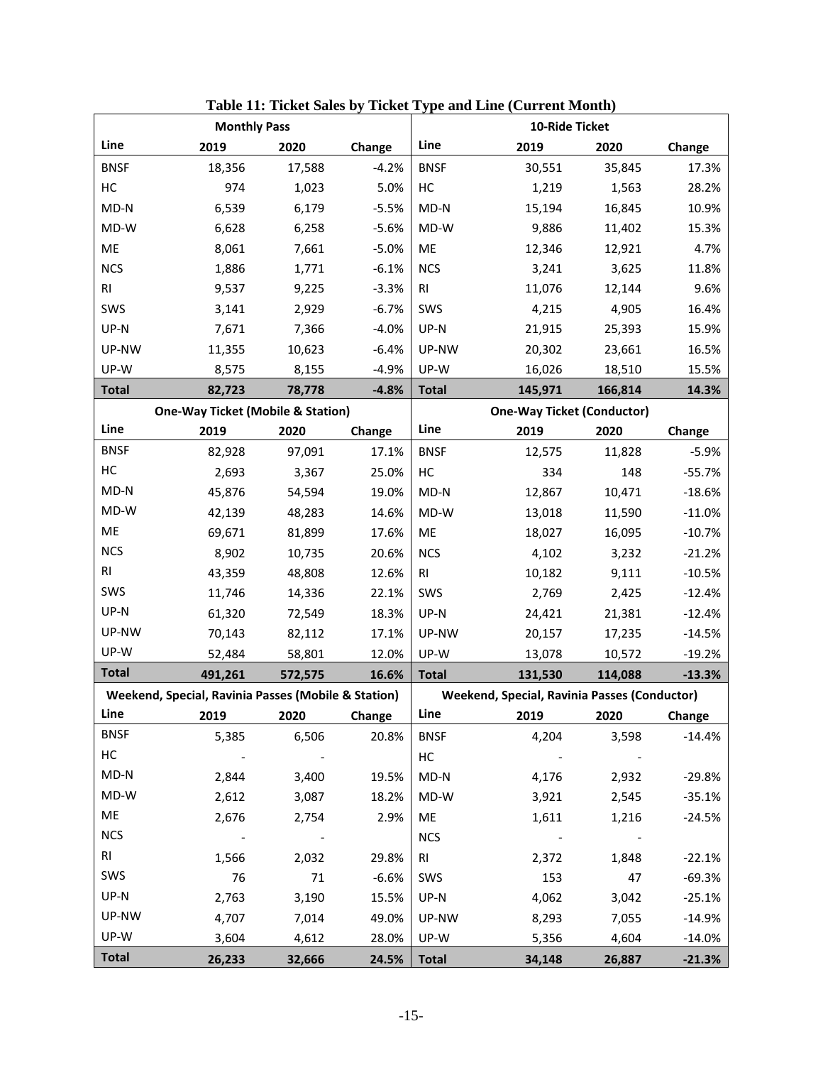**Table 11: Ticket Sales by Ticket Type and Line (Current Month)**

| Monthly Pass | | | | 10-Ride Ticket | | | |
|---|---|---|---|---|---|---|---|
| **Line** | **2019** | **2020** | **Change** | **Line** | **2019** | **2020** | **Change** |
| BNSF | 18,356 | 17,588 | -4.2% | BNSF | 30,551 | 35,845 | 17.3% |
| HC | 974 | 1,023 | 5.0% | HC | 1,219 | 1,563 | 28.2% |
| MD-N | 6,539 | 6,179 | -5.5% | MD-N | 15,194 | 16,845 | 10.9% |
| MD-W | 6,628 | 6,258 | -5.6% | MD-W | 9,886 | 11,402 | 15.3% |
| ME | 8,061 | 7,661 | -5.0% | ME | 12,346 | 12,921 | 4.7% |
| NCS | 1,886 | 1,771 | -6.1% | NCS | 3,241 | 3,625 | 11.8% |
| RI | 9,537 | 9,225 | -3.3% | RI | 11,076 | 12,144 | 9.6% |
| SWS | 3,141 | 2,929 | -6.7% | SWS | 4,215 | 4,905 | 16.4% |
| UP-N | 7,671 | 7,366 | -4.0% | UP-N | 21,915 | 25,393 | 15.9% |
| UP-NW | 11,355 | 10,623 | -6.4% | UP-NW | 20,302 | 23,661 | 16.5% |
| UP-W | 8,575 | 8,155 | -4.9% | UP-W | 16,026 | 18,510 | 15.5% |
| **Total** | **82,723** | **78,778** | **-4.8%** | **Total** | **145,971** | **166,814** | **14.3%** |

| One-Way Ticket (Mobile & Station) | | | | One-Way Ticket (Conductor) | | | |
|---|---|---|---|---|---|---|---|
| **Line** | **2019** | **2020** | **Change** | **Line** | **2019** | **2020** | **Change** |
| BNSF | 82,928 | 97,091 | 17.1% | BNSF | 12,575 | 11,828 | -5.9% |
| HC | 2,693 | 3,367 | 25.0% | HC | 334 | 148 | -55.7% |
| MD-N | 45,876 | 54,594 | 19.0% | MD-N | 12,867 | 10,471 | -18.6% |
| MD-W | 42,139 | 48,283 | 14.6% | MD-W | 13,018 | 11,590 | -11.0% |
| ME | 69,671 | 81,899 | 17.6% | ME | 18,027 | 16,095 | -10.7% |
| NCS | 8,902 | 10,735 | 20.6% | NCS | 4,102 | 3,232 | -21.2% |
| RI | 43,359 | 48,808 | 12.6% | RI | 10,182 | 9,111 | -10.5% |
| SWS | 11,746 | 14,336 | 22.1% | SWS | 2,769 | 2,425 | -12.4% |
| UP-N | 61,320 | 72,549 | 18.3% | UP-N | 24,421 | 21,381 | -12.4% |
| UP-NW | 70,143 | 82,112 | 17.1% | UP-NW | 20,157 | 17,235 | -14.5% |
| UP-W | 52,484 | 58,801 | 12.0% | UP-W | 13,078 | 10,572 | -19.2% |
| **Total** | **491,261** | **572,575** | **16.6%** | **Total** | **131,530** | **114,088** | **-13.3%** |

| Weekend, Special, Ravinia Passes (Mobile & Station) | | | | Weekend, Special, Ravinia Passes (Conductor) | | | |
|---|---|---|---|---|---|---|---|
| **Line** | **2019** | **2020** | **Change** | **Line** | **2019** | **2020** | **Change** |
| BNSF | 5,385 | 6,506 | 20.8% | BNSF | 4,204 | 3,598 | -14.4% |
| HC | - | - | | HC | - | - | |
| MD-N | 2,844 | 3,400 | 19.5% | MD-N | 4,176 | 2,932 | -29.8% |
| MD-W | 2,612 | 3,087 | 18.2% | MD-W | 3,921 | 2,545 | -35.1% |
| ME | 2,676 | 2,754 | 2.9% | ME | 1,611 | 1,216 | -24.5% |
| NCS | - | - | | NCS | - | - | |
| RI | 1,566 | 2,032 | 29.8% | RI | 2,372 | 1,848 | -22.1% |
| SWS | 76 | 71 | -6.6% | SWS | 153 | 47 | -69.3% |
| UP-N | 2,763 | 3,190 | 15.5% | UP-N | 4,062 | 3,042 | -25.1% |
| UP-NW | 4,707 | 7,014 | 49.0% | UP-NW | 8,293 | 7,055 | -14.9% |
| UP-W | 3,604 | 4,612 | 28.0% | UP-W | 5,356 | 4,604 | -14.0% |
| **Total** | **26,233** | **32,666** | **24.5%** | **Total** | **34,148** | **26,887** | **-21.3%** |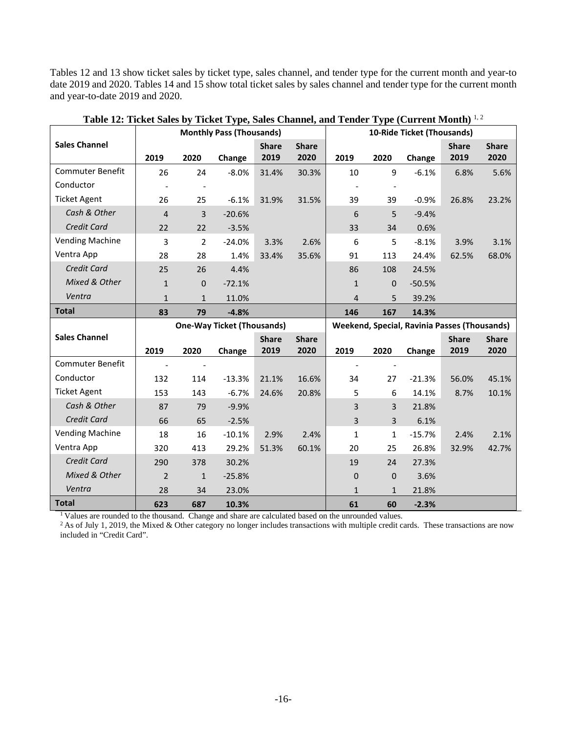Tables 12 and 13 show ticket sales by ticket type, sales channel, and tender type for the current month and year-to date 2019 and 2020. Tables 14 and 15 show total ticket sales by sales channel and tender type for the current month and year-to-date 2019 and 2020.

**Table 12: Ticket Sales by Ticket Type, Sales Channel, and Tender Type (Current Month)** [1, 2]

| Sales Channel | Monthly Pass (Thousands) | | | | | 10-Ride Ticket (Thousands) | | | | |
|---|---|---|---|---|---|---|---|---|---|---|
| | 2019 | 2020 | Change | Share 2019 | Share 2020 | 2019 | 2020 | Change | Share 2019 | Share 2020 |
| Commuter Benefit | 26 | 24 | -8.0% | 31.4% | 30.3% | 10 | 9 | -6.1% | 6.8% | 5.6% |
| Conductor | - | - | | | | - | - | | | |
| Ticket Agent | 26 | 25 | -6.1% | 31.9% | 31.5% | 39 | 39 | -0.9% | 26.8% | 23.2% |
| *Cash & Other* | 4 | 3 | -20.6% | | | 6 | 5 | -9.4% | | |
| *Credit Card* | 22 | 22 | -3.5% | | | 33 | 34 | 0.6% | | |
| Vending Machine | 3 | 2 | -24.0% | 3.3% | 2.6% | 6 | 5 | -8.1% | 3.9% | 3.1% |
| Ventra App | 28 | 28 | 1.4% | 33.4% | 35.6% | 91 | 113 | 24.4% | 62.5% | 68.0% |
| *Credit Card* | 25 | 26 | 4.4% | | | 86 | 108 | 24.5% | | |
| *Mixed & Other* | 1 | 0 | -72.1% | | | 1 | 0 | -50.5% | | |
| *Ventra* | 1 | 1 | 11.0% | | | 4 | 5 | 39.2% | | |
| **Total** | **83** | **79** | **-4.8%** | | | **146** | **167** | **14.3%** | | |
| **Sales Channel** | **One-Way Ticket (Thousands)** | | | | | **Weekend, Special, Ravinia Passes (Thousands)** | | | | |
| | **2019** | **2020** | **Change** | **Share 2019** | **Share 2020** | **2019** | **2020** | **Change** | **Share 2019** | **Share 2020** |
| Commuter Benefit | - | - | | | | - | - | | | |
| Conductor | 132 | 114 | -13.3% | 21.1% | 16.6% | 34 | 27 | -21.3% | 56.0% | 45.1% |
| Ticket Agent | 153 | 143 | -6.7% | 24.6% | 20.8% | 5 | 6 | 14.1% | 8.7% | 10.1% |
| *Cash & Other* | 87 | 79 | -9.9% | | | 3 | 3 | 21.8% | | |
| *Credit Card* | 66 | 65 | -2.5% | | | 3 | 3 | 6.1% | | |
| Vending Machine | 18 | 16 | -10.1% | 2.9% | 2.4% | 1 | 1 | -15.7% | 2.4% | 2.1% |
| Ventra App | 320 | 413 | 29.2% | 51.3% | 60.1% | 20 | 25 | 26.8% | 32.9% | 42.7% |
| *Credit Card* | 290 | 378 | 30.2% | | | 19 | 24 | 27.3% | | |
| *Mixed & Other* | 2 | 1 | -25.8% | | | 0 | 0 | 3.6% | | |
| *Ventra* | 28 | 34 | 23.0% | | | 1 | 1 | 21.8% | | |
| **Total** | **623** | **687** | **10.3%** | | | **61** | **60** | **-2.3%** | | |

[1] Values are rounded to the thousand. Change and share are calculated based on the unrounded values.

[2] As of July 1, 2019, the Mixed & Other category no longer includes transactions with multiple credit cards. These transactions are now included in "Credit Card".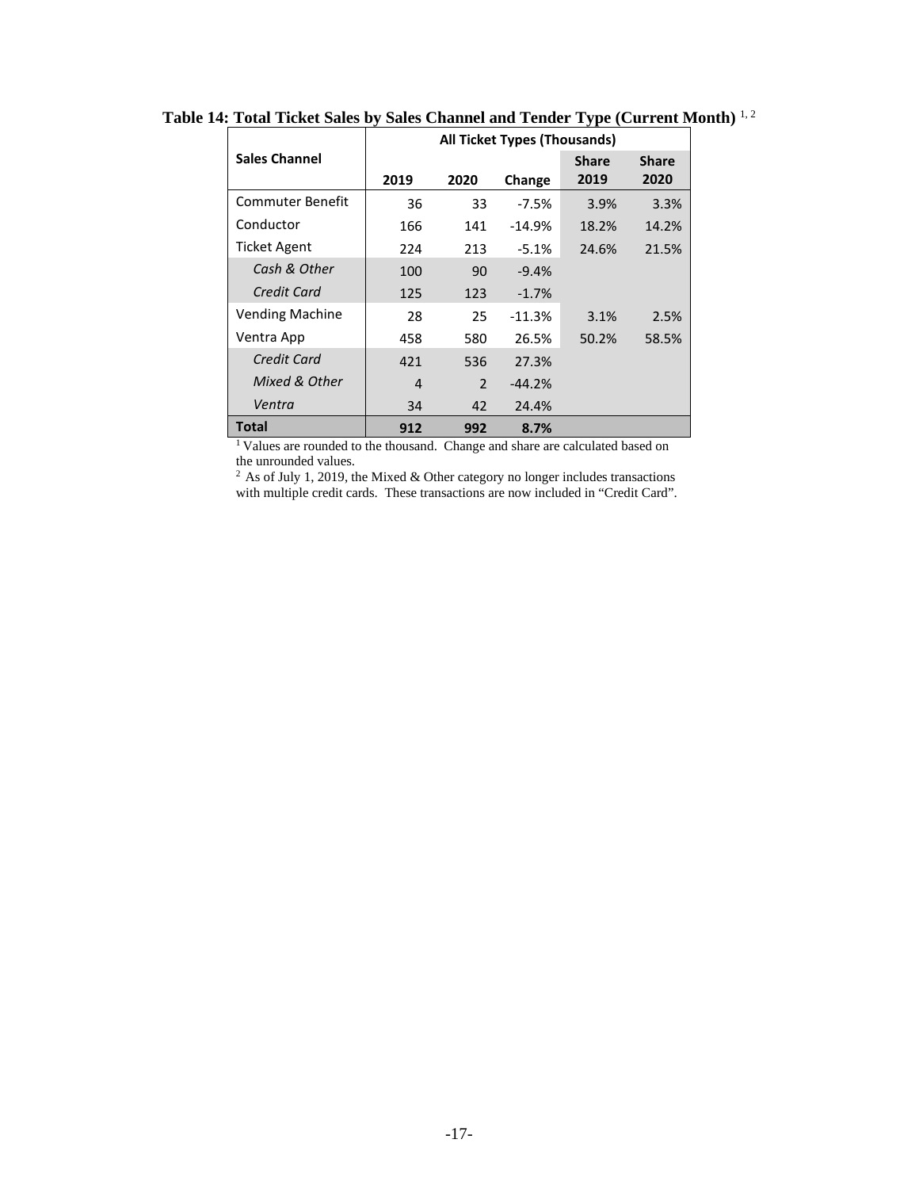**Table 14: Total Ticket Sales by Sales Channel and Tender Type (Current Month)** [1, 2]

| Sales Channel | All Ticket Types (Thousands) | | | | |
|---|---|---|---|---|---|
| | 2019 | 2020 | Change | Share 2019 | Share 2020 |
| Commuter Benefit | 36 | 33 | -7.5% | 3.9% | 3.3% |
| Conductor | 166 | 141 | -14.9% | 18.2% | 14.2% |
| Ticket Agent | 224 | 213 | -5.1% | 24.6% | 21.5% |
| *Cash & Other* | 100 | 90 | -9.4% | | |
| *Credit Card* | 125 | 123 | -1.7% | | |
| Vending Machine | 28 | 25 | -11.3% | 3.1% | 2.5% |
| Ventra App | 458 | 580 | 26.5% | 50.2% | 58.5% |
| *Credit Card* | 421 | 536 | 27.3% | | |
| *Mixed & Other* | 4 | 2 | -44.2% | | |
| *Ventra* | 34 | 42 | 24.4% | | |
| **Total** | **912** | **992** | **8.7%** | | |

[1] Values are rounded to the thousand. Change and share are calculated based on the unrounded values.

[2] As of July 1, 2019, the Mixed & Other category no longer includes transactions with multiple credit cards. These transactions are now included in "Credit Card".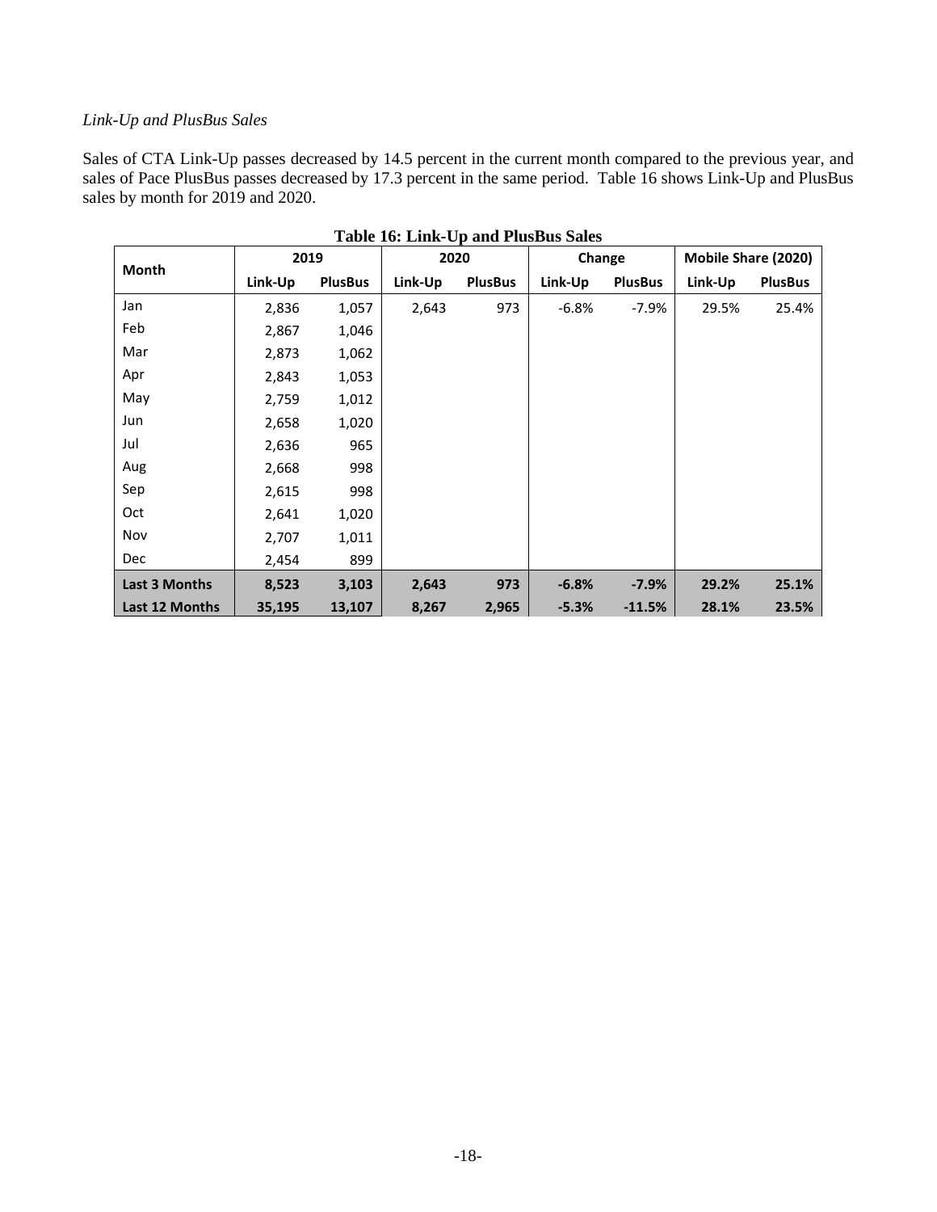*Link-Up and PlusBus Sales*

Sales of CTA Link-Up passes decreased by 14.5 percent in the current month compared to the previous year, and sales of Pace PlusBus passes decreased by 17.3 percent in the same period. Table 16 shows Link-Up and PlusBus sales by month for 2019 and 2020.

**Table 16: Link-Up and PlusBus Sales**

| Month | 2019 | | 2020 | | Change | | Mobile Share (2020) | |
|---|---|---|---|---|---|---|---|---|
| | Link-Up | PlusBus | Link-Up | PlusBus | Link-Up | PlusBus | Link-Up | PlusBus |
| Jan | 2,836 | 1,057 | 2,643 | 973 | -6.8% | -7.9% | 29.5% | 25.4% |
| Feb | 2,867 | 1,046 | | | | | | |
| Mar | 2,873 | 1,062 | | | | | | |
| Apr | 2,843 | 1,053 | | | | | | |
| May | 2,759 | 1,012 | | | | | | |
| Jun | 2,658 | 1,020 | | | | | | |
| Jul | 2,636 | 965 | | | | | | |
| Aug | 2,668 | 998 | | | | | | |
| Sep | 2,615 | 998 | | | | | | |
| Oct | 2,641 | 1,020 | | | | | | |
| Nov | 2,707 | 1,011 | | | | | | |
| Dec | 2,454 | 899 | | | | | | |
| **Last 3 Months** | **8,523** | **3,103** | **2,643** | **973** | **-6.8%** | **-7.9%** | **29.2%** | **25.1%** |
| **Last 12 Months** | **35,195** | **13,107** | **8,267** | **2,965** | **-5.3%** | **-11.5%** | **28.1%** | **23.5%** |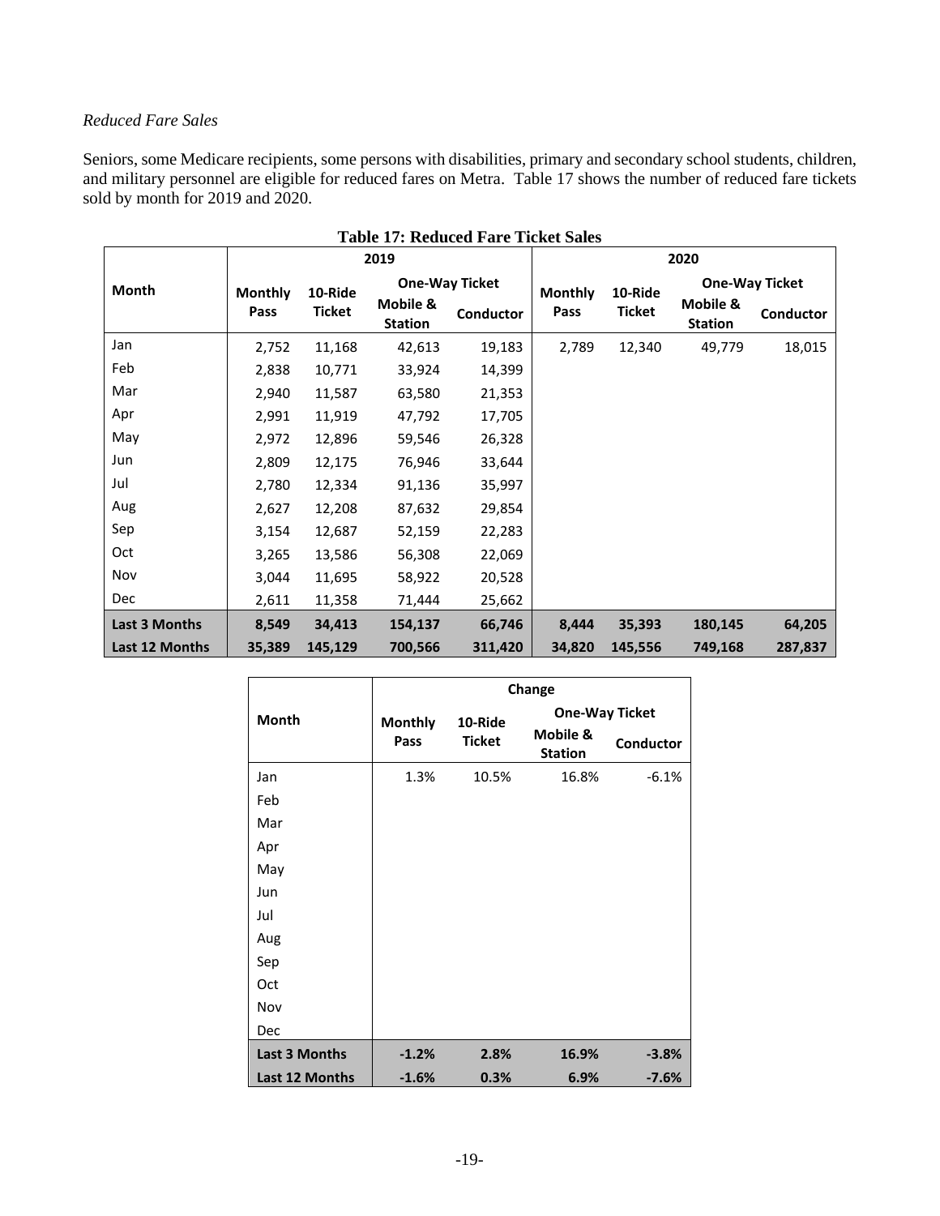*Reduced Fare Sales*

Seniors, some Medicare recipients, some persons with disabilities, primary and secondary school students, children, and military personnel are eligible for reduced fares on Metra. Table 17 shows the number of reduced fare tickets sold by month for 2019 and 2020.

**Table 17: Reduced Fare Ticket Sales**

| Month | 2019 | | | | 2020 | | | |
|---|---|---|---|---|---|---|---|---|
| | Monthly Pass | 10-Ride Ticket | One-Way Ticket | | Monthly Pass | 10-Ride Ticket | One-Way Ticket | |
| | | | Mobile & Station | Conductor | | | Mobile & Station | Conductor |
| Jan | 2,752 | 11,168 | 42,613 | 19,183 | 2,789 | 12,340 | 49,779 | 18,015 |
| Feb | 2,838 | 10,771 | 33,924 | 14,399 | | | | |
| Mar | 2,940 | 11,587 | 63,580 | 21,353 | | | | |
| Apr | 2,991 | 11,919 | 47,792 | 17,705 | | | | |
| May | 2,972 | 12,896 | 59,546 | 26,328 | | | | |
| Jun | 2,809 | 12,175 | 76,946 | 33,644 | | | | |
| Jul | 2,780 | 12,334 | 91,136 | 35,997 | | | | |
| Aug | 2,627 | 12,208 | 87,632 | 29,854 | | | | |
| Sep | 3,154 | 12,687 | 52,159 | 22,283 | | | | |
| Oct | 3,265 | 13,586 | 56,308 | 22,069 | | | | |
| Nov | 3,044 | 11,695 | 58,922 | 20,528 | | | | |
| Dec | 2,611 | 11,358 | 71,444 | 25,662 | | | | |
| **Last 3 Months** | **8,549** | **34,413** | **154,137** | **66,746** | **8,444** | **35,393** | **180,145** | **64,205** |
| **Last 12 Months** | **35,389** | **145,129** | **700,566** | **311,420** | **34,820** | **145,556** | **749,168** | **287,837** |

| Month | Change | | | |
|---|---|---|---|---|
| | Monthly Pass | 10-Ride Ticket | One-Way Ticket | |
| | | | Mobile & Station | Conductor |
| Jan | 1.3% | 10.5% | 16.8% | -6.1% |
| Feb | | | | |
| Mar | | | | |
| Apr | | | | |
| May | | | | |
| Jun | | | | |
| Jul | | | | |
| Aug | | | | |
| Sep | | | | |
| Oct | | | | |
| Nov | | | | |
| Dec | | | | |
| **Last 3 Months** | **-1.2%** | **2.8%** | **16.9%** | **-3.8%** |
| **Last 12 Months** | **-1.6%** | **0.3%** | **6.9%** | **-7.6%** |